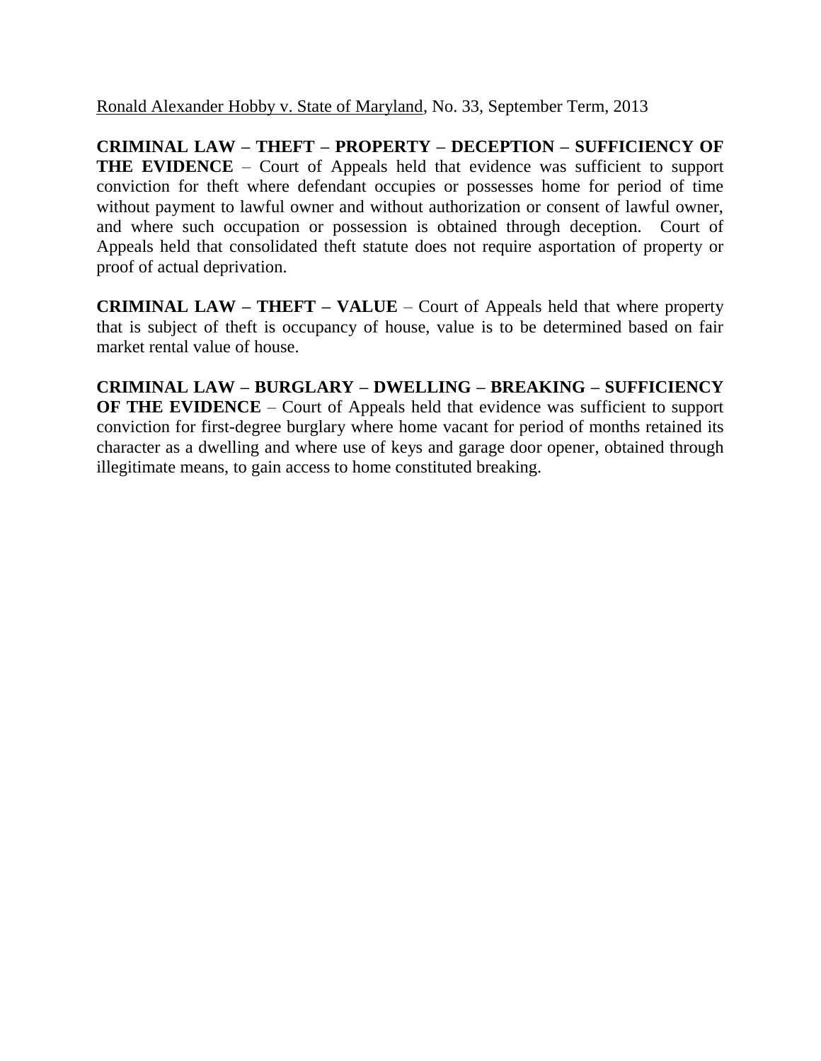Ronald Alexander Hobby v. State of Maryland, No. 33, September Term, 2013

**CRIMINAL LAW – THEFT – PROPERTY – DECEPTION – SUFFICIENCY OF THE EVIDENCE** – Court of Appeals held that evidence was sufficient to support conviction for theft where defendant occupies or possesses home for period of time without payment to lawful owner and without authorization or consent of lawful owner, and where such occupation or possession is obtained through deception. Court of Appeals held that consolidated theft statute does not require asportation of property or proof of actual deprivation.

**CRIMINAL LAW – THEFT – VALUE** – Court of Appeals held that where property that is subject of theft is occupancy of house, value is to be determined based on fair market rental value of house.

**CRIMINAL LAW – BURGLARY – DWELLING – BREAKING – SUFFICIENCY OF THE EVIDENCE** – Court of Appeals held that evidence was sufficient to support conviction for first-degree burglary where home vacant for period of months retained its character as a dwelling and where use of keys and garage door opener, obtained through illegitimate means, to gain access to home constituted breaking.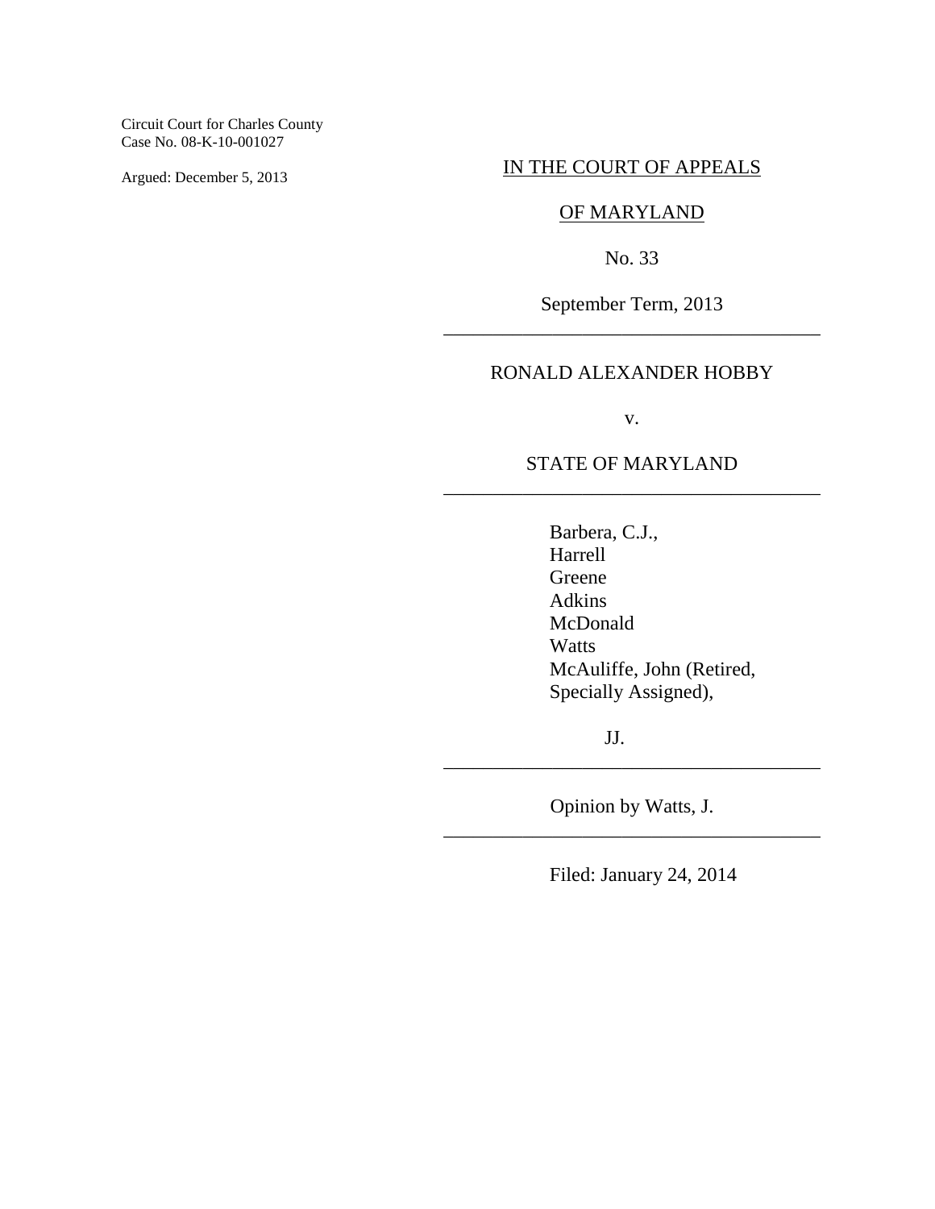Circuit Court for Charles County
Case No. 08-K-10-001027

Argued: December 5, 2013

IN THE COURT OF APPEALS

OF MARYLAND

No. 33

September Term, 2013

---

RONALD ALEXANDER HOBBY

v.

STATE OF MARYLAND

---

Barbera, C.J.,
Harrell
Greene
Adkins
McDonald
Watts
McAuliffe, John (Retired, Specially Assigned),

JJ.

---

Opinion by Watts, J.

---

Filed: January 24, 2014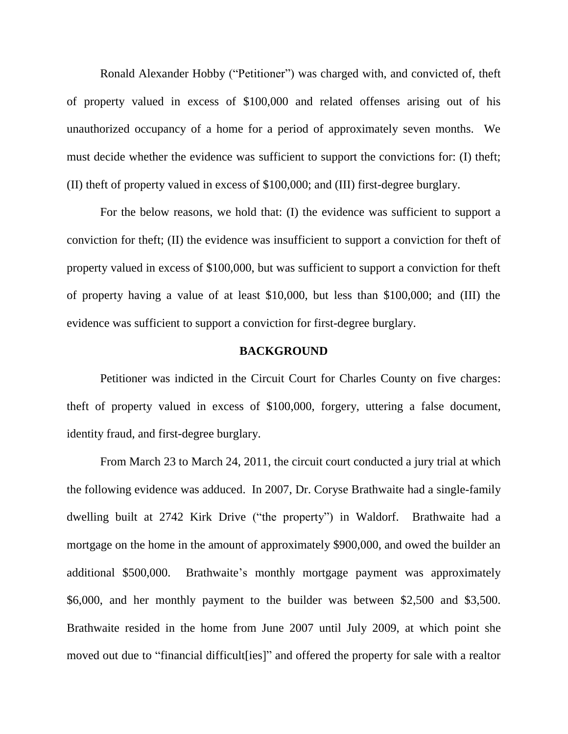Ronald Alexander Hobby ("Petitioner") was charged with, and convicted of, theft of property valued in excess of $100,000 and related offenses arising out of his unauthorized occupancy of a home for a period of approximately seven months. We must decide whether the evidence was sufficient to support the convictions for: (I) theft; (II) theft of property valued in excess of $100,000; and (III) first-degree burglary.

For the below reasons, we hold that: (I) the evidence was sufficient to support a conviction for theft; (II) the evidence was insufficient to support a conviction for theft of property valued in excess of $100,000, but was sufficient to support a conviction for theft of property having a value of at least $10,000, but less than $100,000; and (III) the evidence was sufficient to support a conviction for first-degree burglary.

## BACKGROUND

Petitioner was indicted in the Circuit Court for Charles County on five charges: theft of property valued in excess of $100,000, forgery, uttering a false document, identity fraud, and first-degree burglary.

From March 23 to March 24, 2011, the circuit court conducted a jury trial at which the following evidence was adduced. In 2007, Dr. Coryse Brathwaite had a single-family dwelling built at 2742 Kirk Drive ("the property") in Waldorf. Brathwaite had a mortgage on the home in the amount of approximately $900,000, and owed the builder an additional $500,000. Brathwaite's monthly mortgage payment was approximately $6,000, and her monthly payment to the builder was between $2,500 and $3,500. Brathwaite resided in the home from June 2007 until July 2009, at which point she moved out due to "financial difficult[ies]" and offered the property for sale with a realtor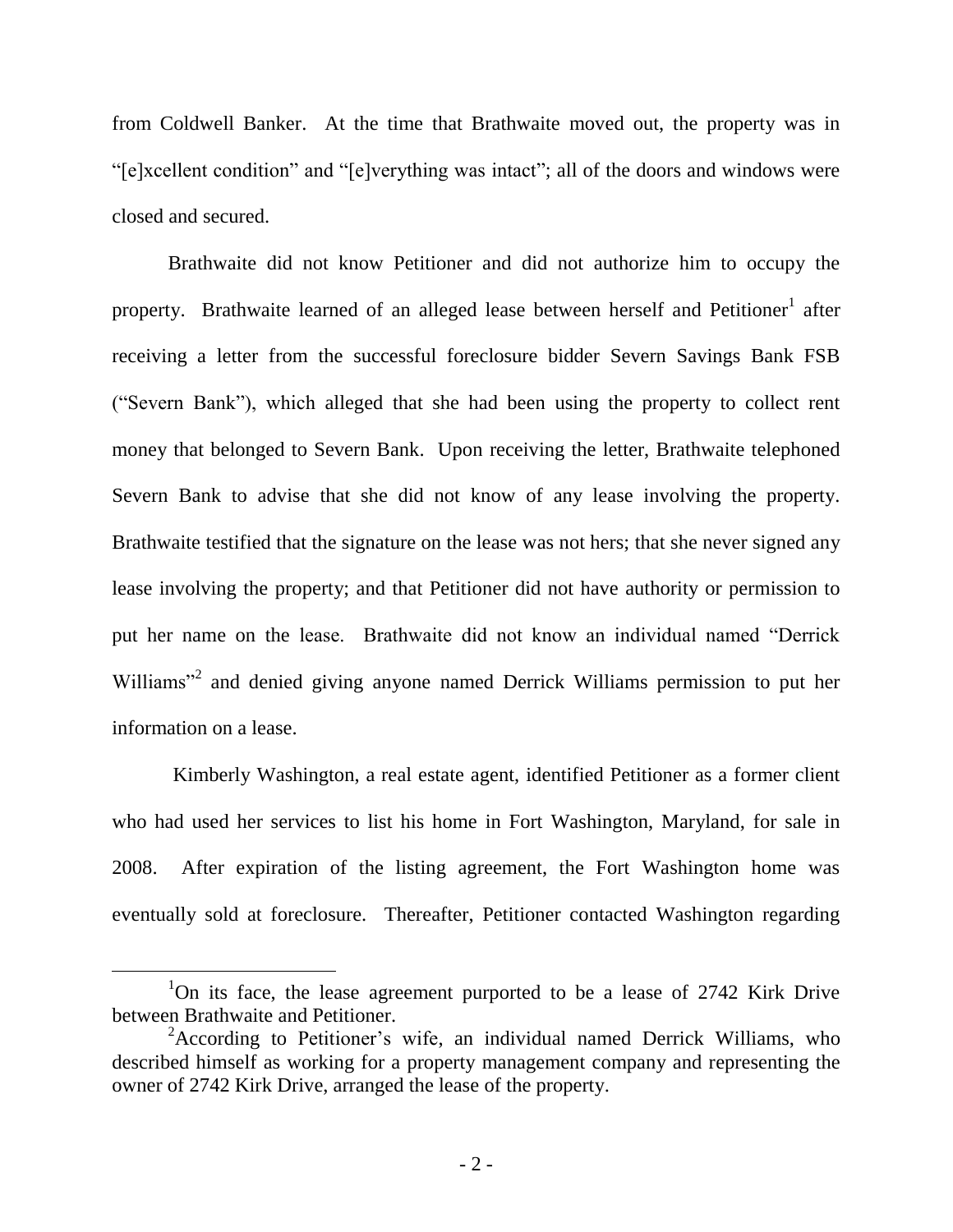from Coldwell Banker. At the time that Brathwaite moved out, the property was in "[e]xcellent condition" and "[e]verything was intact"; all of the doors and windows were closed and secured.

Brathwaite did not know Petitioner and did not authorize him to occupy the property. Brathwaite learned of an alleged lease between herself and Petitioner[1] after receiving a letter from the successful foreclosure bidder Severn Savings Bank FSB ("Severn Bank"), which alleged that she had been using the property to collect rent money that belonged to Severn Bank. Upon receiving the letter, Brathwaite telephoned Severn Bank to advise that she did not know of any lease involving the property. Brathwaite testified that the signature on the lease was not hers; that she never signed any lease involving the property; and that Petitioner did not have authority or permission to put her name on the lease. Brathwaite did not know an individual named "Derrick Williams"[2] and denied giving anyone named Derrick Williams permission to put her information on a lease.

Kimberly Washington, a real estate agent, identified Petitioner as a former client who had used her services to list his home in Fort Washington, Maryland, for sale in 2008. After expiration of the listing agreement, the Fort Washington home was eventually sold at foreclosure. Thereafter, Petitioner contacted Washington regarding

---

[1]On its face, the lease agreement purported to be a lease of 2742 Kirk Drive between Brathwaite and Petitioner.

[2]According to Petitioner's wife, an individual named Derrick Williams, who described himself as working for a property management company and representing the owner of 2742 Kirk Drive, arranged the lease of the property.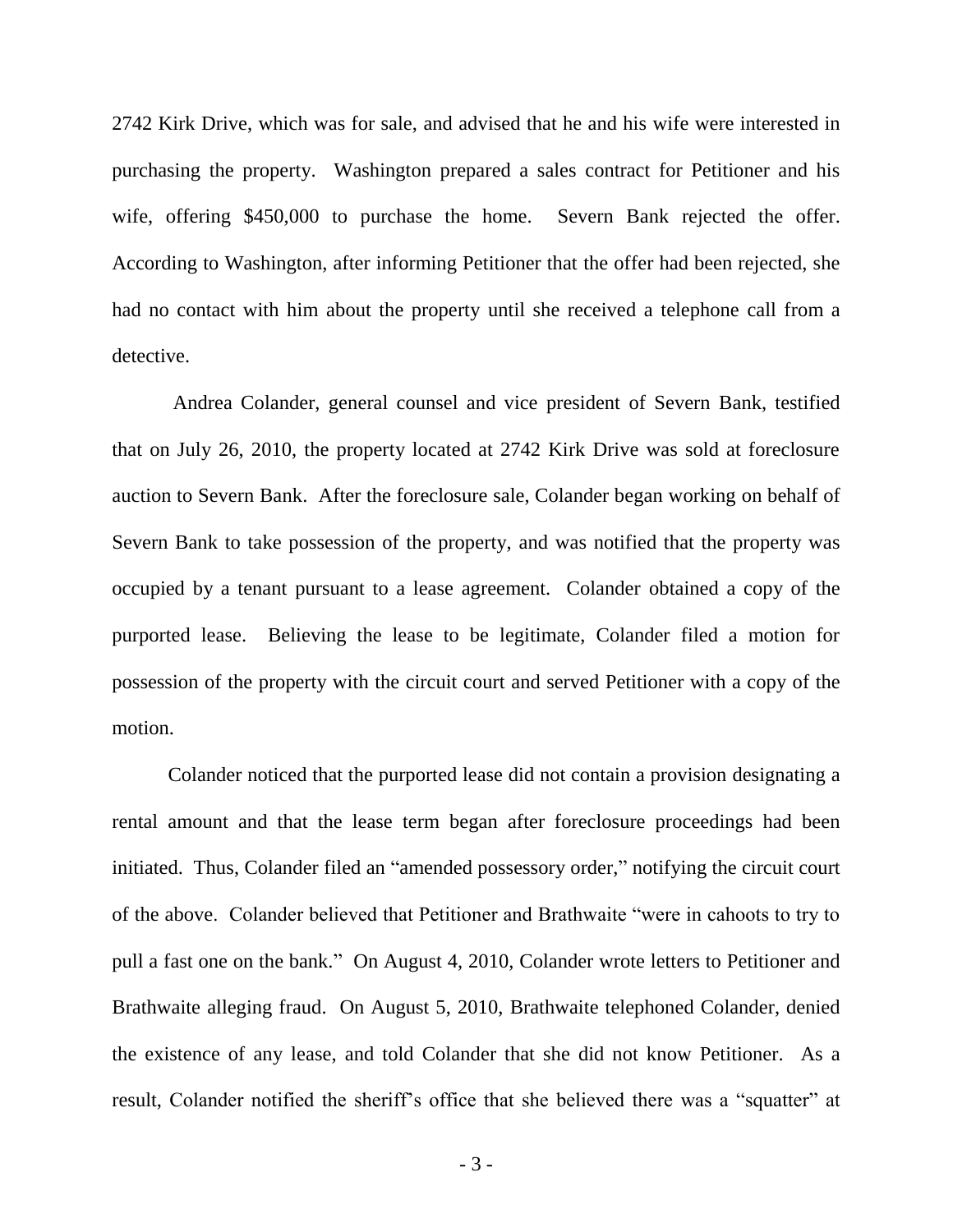2742 Kirk Drive, which was for sale, and advised that he and his wife were interested in purchasing the property. Washington prepared a sales contract for Petitioner and his wife, offering $450,000 to purchase the home. Severn Bank rejected the offer. According to Washington, after informing Petitioner that the offer had been rejected, she had no contact with him about the property until she received a telephone call from a detective.

Andrea Colander, general counsel and vice president of Severn Bank, testified that on July 26, 2010, the property located at 2742 Kirk Drive was sold at foreclosure auction to Severn Bank. After the foreclosure sale, Colander began working on behalf of Severn Bank to take possession of the property, and was notified that the property was occupied by a tenant pursuant to a lease agreement. Colander obtained a copy of the purported lease. Believing the lease to be legitimate, Colander filed a motion for possession of the property with the circuit court and served Petitioner with a copy of the motion.

Colander noticed that the purported lease did not contain a provision designating a rental amount and that the lease term began after foreclosure proceedings had been initiated. Thus, Colander filed an "amended possessory order," notifying the circuit court of the above. Colander believed that Petitioner and Brathwaite "were in cahoots to try to pull a fast one on the bank." On August 4, 2010, Colander wrote letters to Petitioner and Brathwaite alleging fraud. On August 5, 2010, Brathwaite telephoned Colander, denied the existence of any lease, and told Colander that she did not know Petitioner. As a result, Colander notified the sheriff's office that she believed there was a "squatter" at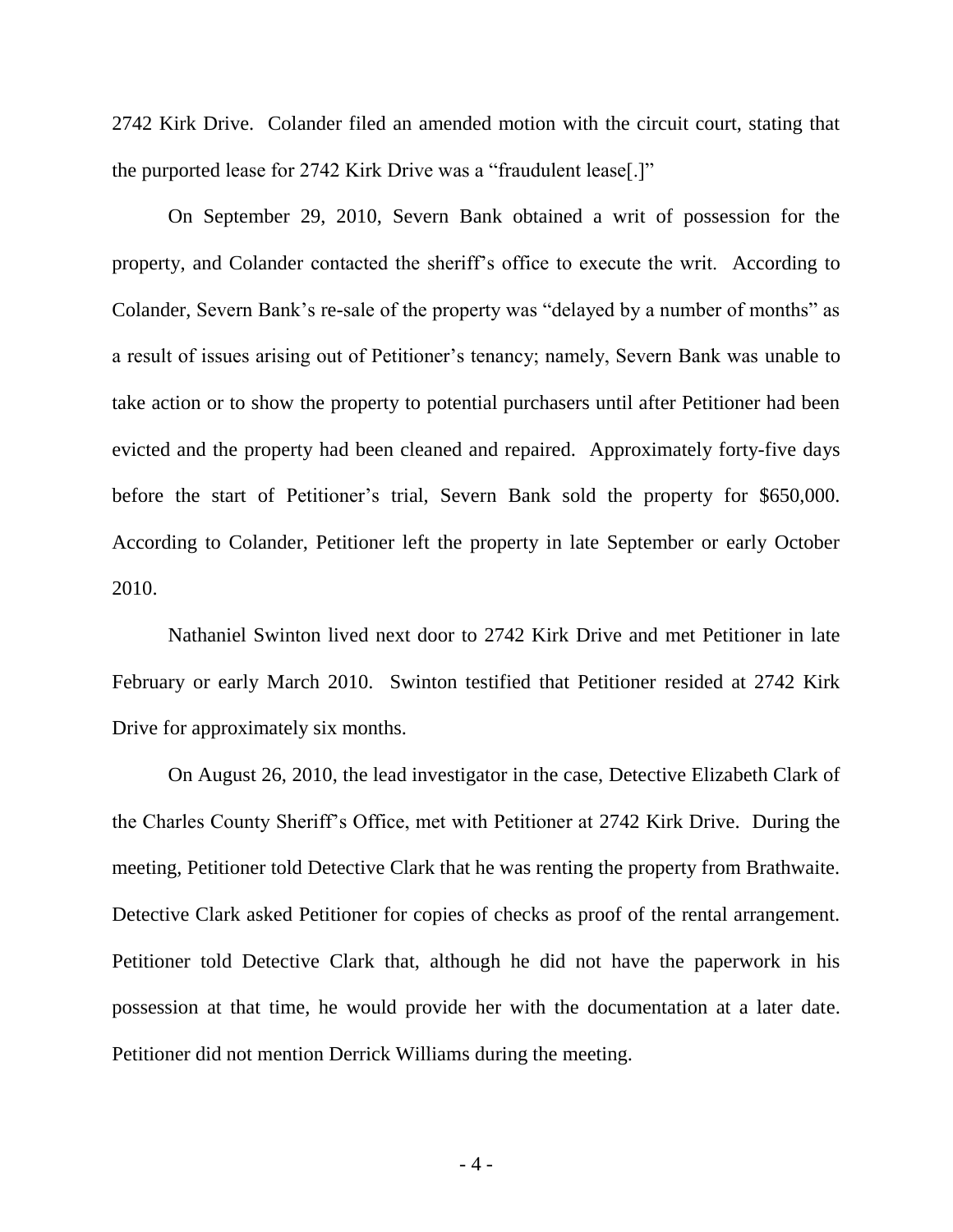2742 Kirk Drive. Colander filed an amended motion with the circuit court, stating that the purported lease for 2742 Kirk Drive was a "fraudulent lease[.]"

On September 29, 2010, Severn Bank obtained a writ of possession for the property, and Colander contacted the sheriff's office to execute the writ. According to Colander, Severn Bank's re-sale of the property was "delayed by a number of months" as a result of issues arising out of Petitioner's tenancy; namely, Severn Bank was unable to take action or to show the property to potential purchasers until after Petitioner had been evicted and the property had been cleaned and repaired. Approximately forty-five days before the start of Petitioner's trial, Severn Bank sold the property for $650,000. According to Colander, Petitioner left the property in late September or early October 2010.

Nathaniel Swinton lived next door to 2742 Kirk Drive and met Petitioner in late February or early March 2010. Swinton testified that Petitioner resided at 2742 Kirk Drive for approximately six months.

On August 26, 2010, the lead investigator in the case, Detective Elizabeth Clark of the Charles County Sheriff's Office, met with Petitioner at 2742 Kirk Drive. During the meeting, Petitioner told Detective Clark that he was renting the property from Brathwaite. Detective Clark asked Petitioner for copies of checks as proof of the rental arrangement. Petitioner told Detective Clark that, although he did not have the paperwork in his possession at that time, he would provide her with the documentation at a later date. Petitioner did not mention Derrick Williams during the meeting.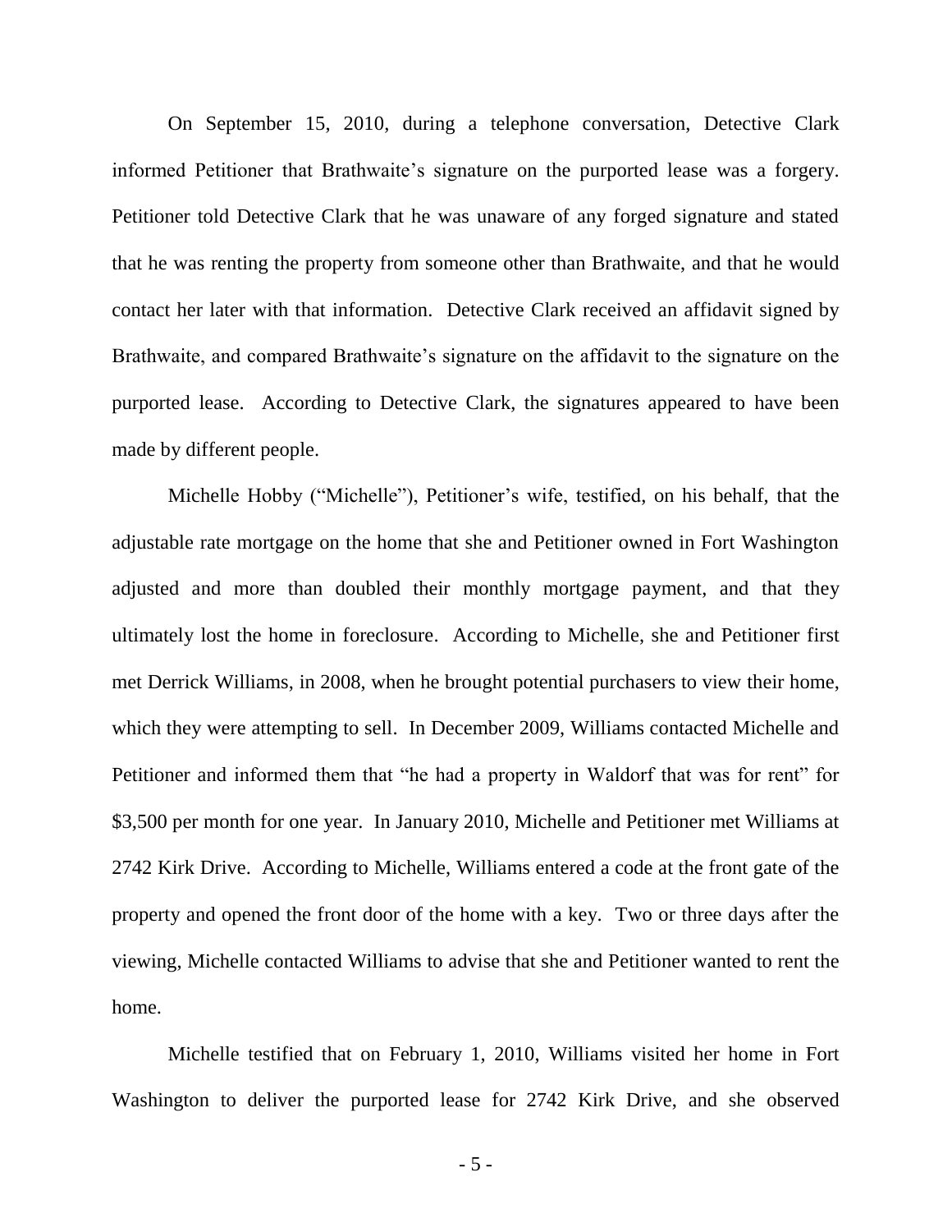On September 15, 2010, during a telephone conversation, Detective Clark informed Petitioner that Brathwaite's signature on the purported lease was a forgery. Petitioner told Detective Clark that he was unaware of any forged signature and stated that he was renting the property from someone other than Brathwaite, and that he would contact her later with that information. Detective Clark received an affidavit signed by Brathwaite, and compared Brathwaite's signature on the affidavit to the signature on the purported lease. According to Detective Clark, the signatures appeared to have been made by different people.

Michelle Hobby ("Michelle"), Petitioner's wife, testified, on his behalf, that the adjustable rate mortgage on the home that she and Petitioner owned in Fort Washington adjusted and more than doubled their monthly mortgage payment, and that they ultimately lost the home in foreclosure. According to Michelle, she and Petitioner first met Derrick Williams, in 2008, when he brought potential purchasers to view their home, which they were attempting to sell. In December 2009, Williams contacted Michelle and Petitioner and informed them that "he had a property in Waldorf that was for rent" for \$3,500 per month for one year. In January 2010, Michelle and Petitioner met Williams at 2742 Kirk Drive. According to Michelle, Williams entered a code at the front gate of the property and opened the front door of the home with a key. Two or three days after the viewing, Michelle contacted Williams to advise that she and Petitioner wanted to rent the home.

Michelle testified that on February 1, 2010, Williams visited her home in Fort Washington to deliver the purported lease for 2742 Kirk Drive, and she observed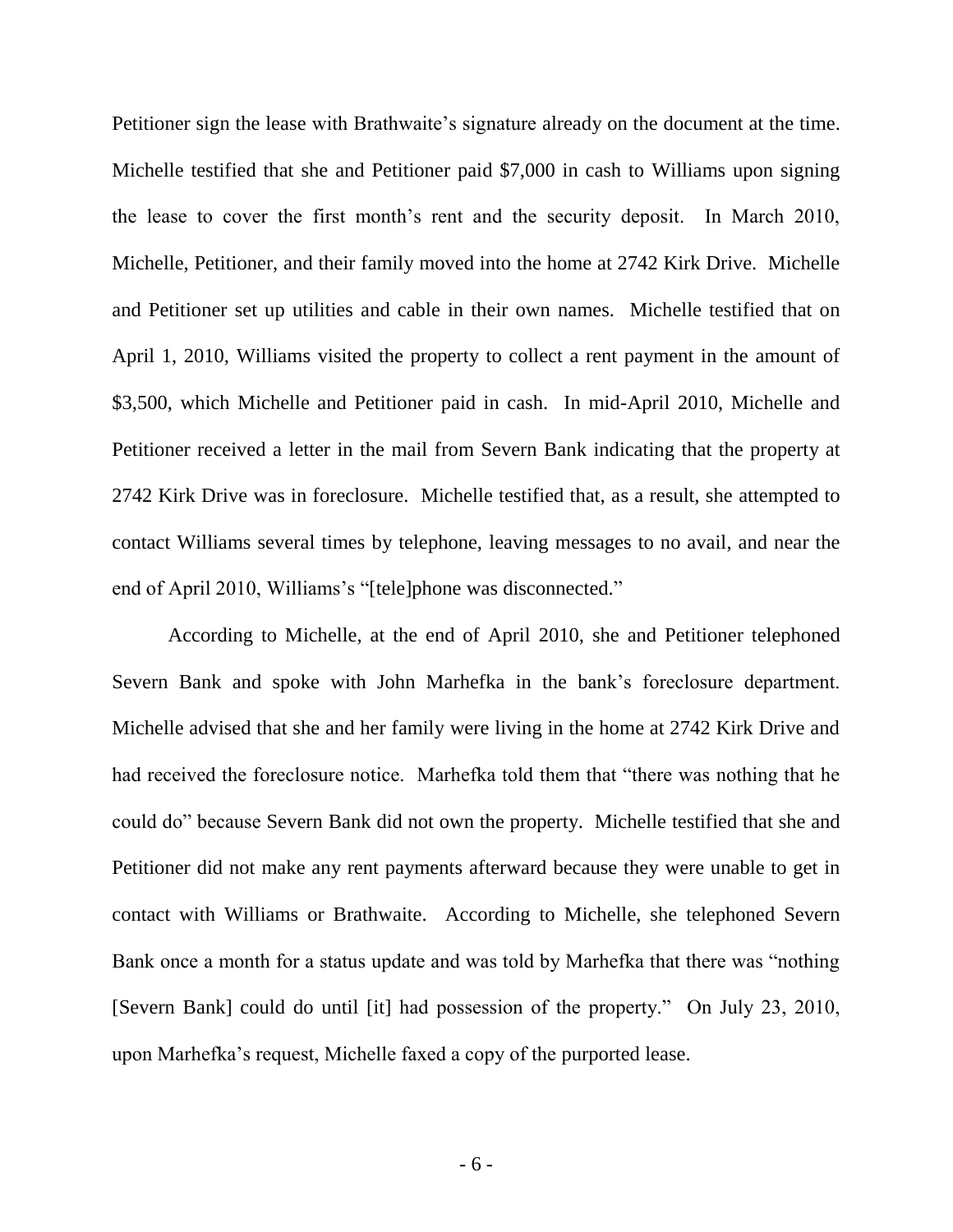Petitioner sign the lease with Brathwaite's signature already on the document at the time. Michelle testified that she and Petitioner paid $7,000 in cash to Williams upon signing the lease to cover the first month's rent and the security deposit. In March 2010, Michelle, Petitioner, and their family moved into the home at 2742 Kirk Drive. Michelle and Petitioner set up utilities and cable in their own names. Michelle testified that on April 1, 2010, Williams visited the property to collect a rent payment in the amount of $3,500, which Michelle and Petitioner paid in cash. In mid-April 2010, Michelle and Petitioner received a letter in the mail from Severn Bank indicating that the property at 2742 Kirk Drive was in foreclosure. Michelle testified that, as a result, she attempted to contact Williams several times by telephone, leaving messages to no avail, and near the end of April 2010, Williams's "[tele]phone was disconnected."

According to Michelle, at the end of April 2010, she and Petitioner telephoned Severn Bank and spoke with John Marhefka in the bank's foreclosure department. Michelle advised that she and her family were living in the home at 2742 Kirk Drive and had received the foreclosure notice. Marhefka told them that "there was nothing that he could do" because Severn Bank did not own the property. Michelle testified that she and Petitioner did not make any rent payments afterward because they were unable to get in contact with Williams or Brathwaite. According to Michelle, she telephoned Severn Bank once a month for a status update and was told by Marhefka that there was "nothing [Severn Bank] could do until [it] had possession of the property." On July 23, 2010, upon Marhefka's request, Michelle faxed a copy of the purported lease.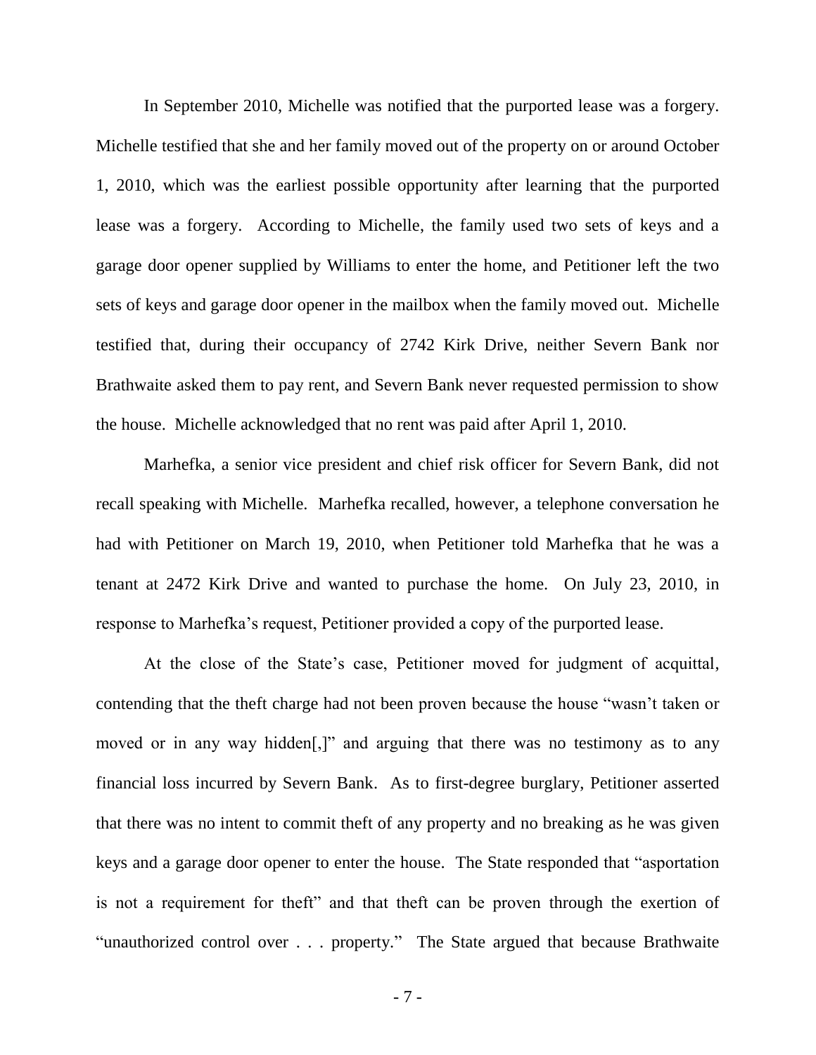In September 2010, Michelle was notified that the purported lease was a forgery. Michelle testified that she and her family moved out of the property on or around October 1, 2010, which was the earliest possible opportunity after learning that the purported lease was a forgery. According to Michelle, the family used two sets of keys and a garage door opener supplied by Williams to enter the home, and Petitioner left the two sets of keys and garage door opener in the mailbox when the family moved out. Michelle testified that, during their occupancy of 2742 Kirk Drive, neither Severn Bank nor Brathwaite asked them to pay rent, and Severn Bank never requested permission to show the house. Michelle acknowledged that no rent was paid after April 1, 2010.

Marhefka, a senior vice president and chief risk officer for Severn Bank, did not recall speaking with Michelle. Marhefka recalled, however, a telephone conversation he had with Petitioner on March 19, 2010, when Petitioner told Marhefka that he was a tenant at 2472 Kirk Drive and wanted to purchase the home. On July 23, 2010, in response to Marhefka's request, Petitioner provided a copy of the purported lease.

At the close of the State's case, Petitioner moved for judgment of acquittal, contending that the theft charge had not been proven because the house "wasn't taken or moved or in any way hidden[,]" and arguing that there was no testimony as to any financial loss incurred by Severn Bank. As to first-degree burglary, Petitioner asserted that there was no intent to commit theft of any property and no breaking as he was given keys and a garage door opener to enter the house. The State responded that "asportation is not a requirement for theft" and that theft can be proven through the exertion of "unauthorized control over . . . property." The State argued that because Brathwaite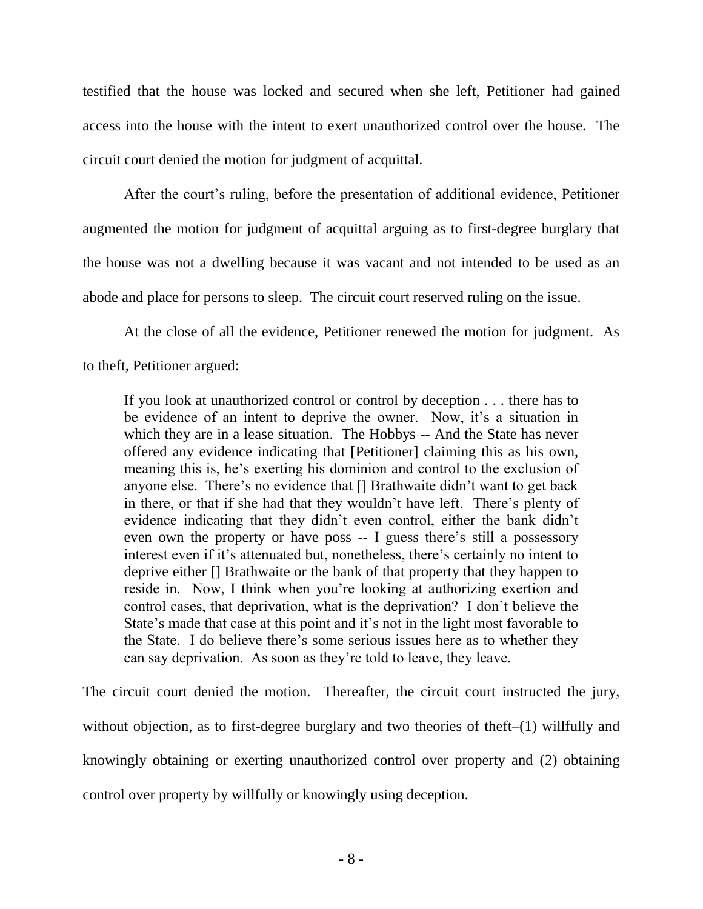testified that the house was locked and secured when she left, Petitioner had gained access into the house with the intent to exert unauthorized control over the house. The circuit court denied the motion for judgment of acquittal.

After the court's ruling, before the presentation of additional evidence, Petitioner augmented the motion for judgment of acquittal arguing as to first-degree burglary that the house was not a dwelling because it was vacant and not intended to be used as an abode and place for persons to sleep. The circuit court reserved ruling on the issue.

At the close of all the evidence, Petitioner renewed the motion for judgment. As to theft, Petitioner argued:

> If you look at unauthorized control or control by deception . . . there has to be evidence of an intent to deprive the owner. Now, it's a situation in which they are in a lease situation. The Hobbys -- And the State has never offered any evidence indicating that [Petitioner] claiming this as his own, meaning this is, he's exerting his dominion and control to the exclusion of anyone else. There's no evidence that [] Brathwaite didn't want to get back in there, or that if she had that they wouldn't have left. There's plenty of evidence indicating that they didn't even control, either the bank didn't even own the property or have poss -- I guess there's still a possessory interest even if it's attenuated but, nonetheless, there's certainly no intent to deprive either [] Brathwaite or the bank of that property that they happen to reside in. Now, I think when you're looking at authorizing exertion and control cases, that deprivation, what is the deprivation? I don't believe the State's made that case at this point and it's not in the light most favorable to the State. I do believe there's some serious issues here as to whether they can say deprivation. As soon as they're told to leave, they leave.

The circuit court denied the motion. Thereafter, the circuit court instructed the jury, without objection, as to first-degree burglary and two theories of theft–(1) willfully and knowingly obtaining or exerting unauthorized control over property and (2) obtaining control over property by willfully or knowingly using deception.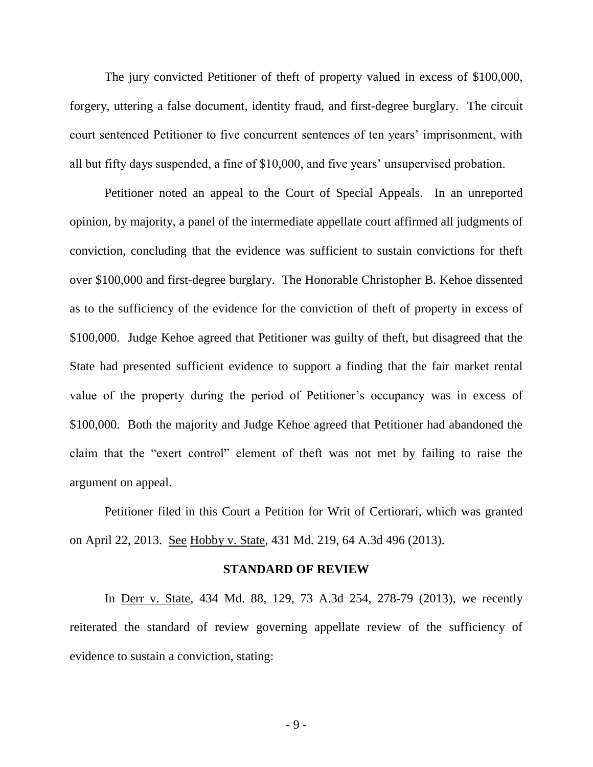The jury convicted Petitioner of theft of property valued in excess of $100,000, forgery, uttering a false document, identity fraud, and first-degree burglary. The circuit court sentenced Petitioner to five concurrent sentences of ten years' imprisonment, with all but fifty days suspended, a fine of $10,000, and five years' unsupervised probation.

Petitioner noted an appeal to the Court of Special Appeals. In an unreported opinion, by majority, a panel of the intermediate appellate court affirmed all judgments of conviction, concluding that the evidence was sufficient to sustain convictions for theft over $100,000 and first-degree burglary. The Honorable Christopher B. Kehoe dissented as to the sufficiency of the evidence for the conviction of theft of property in excess of $100,000. Judge Kehoe agreed that Petitioner was guilty of theft, but disagreed that the State had presented sufficient evidence to support a finding that the fair market rental value of the property during the period of Petitioner's occupancy was in excess of $100,000. Both the majority and Judge Kehoe agreed that Petitioner had abandoned the claim that the "exert control" element of theft was not met by failing to raise the argument on appeal.

Petitioner filed in this Court a Petition for Writ of Certiorari, which was granted on April 22, 2013. See Hobby v. State, 431 Md. 219, 64 A.3d 496 (2013).

## STANDARD OF REVIEW

In Derr v. State, 434 Md. 88, 129, 73 A.3d 254, 278-79 (2013), we recently reiterated the standard of review governing appellate review of the sufficiency of evidence to sustain a conviction, stating: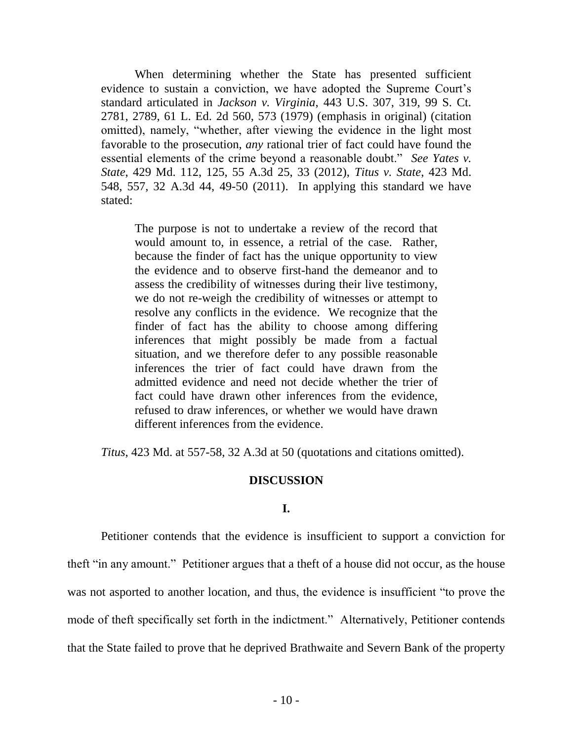When determining whether the State has presented sufficient evidence to sustain a conviction, we have adopted the Supreme Court's standard articulated in *Jackson v. Virginia*, 443 U.S. 307, 319, 99 S. Ct. 2781, 2789, 61 L. Ed. 2d 560, 573 (1979) (emphasis in original) (citation omitted), namely, "whether, after viewing the evidence in the light most favorable to the prosecution, *any* rational trier of fact could have found the essential elements of the crime beyond a reasonable doubt." *See Yates v. State*, 429 Md. 112, 125, 55 A.3d 25, 33 (2012), *Titus v. State*, 423 Md. 548, 557, 32 A.3d 44, 49-50 (2011). In applying this standard we have stated:

> The purpose is not to undertake a review of the record that would amount to, in essence, a retrial of the case. Rather, because the finder of fact has the unique opportunity to view the evidence and to observe first-hand the demeanor and to assess the credibility of witnesses during their live testimony, we do not re-weigh the credibility of witnesses or attempt to resolve any conflicts in the evidence. We recognize that the finder of fact has the ability to choose among differing inferences that might possibly be made from a factual situation, and we therefore defer to any possible reasonable inferences the trier of fact could have drawn from the admitted evidence and need not decide whether the trier of fact could have drawn other inferences from the evidence, refused to draw inferences, or whether we would have drawn different inferences from the evidence.

*Titus*, 423 Md. at 557-58, 32 A.3d at 50 (quotations and citations omitted).

## DISCUSSION

### I.

Petitioner contends that the evidence is insufficient to support a conviction for theft "in any amount." Petitioner argues that a theft of a house did not occur, as the house was not asported to another location, and thus, the evidence is insufficient "to prove the mode of theft specifically set forth in the indictment." Alternatively, Petitioner contends that the State failed to prove that he deprived Brathwaite and Severn Bank of the property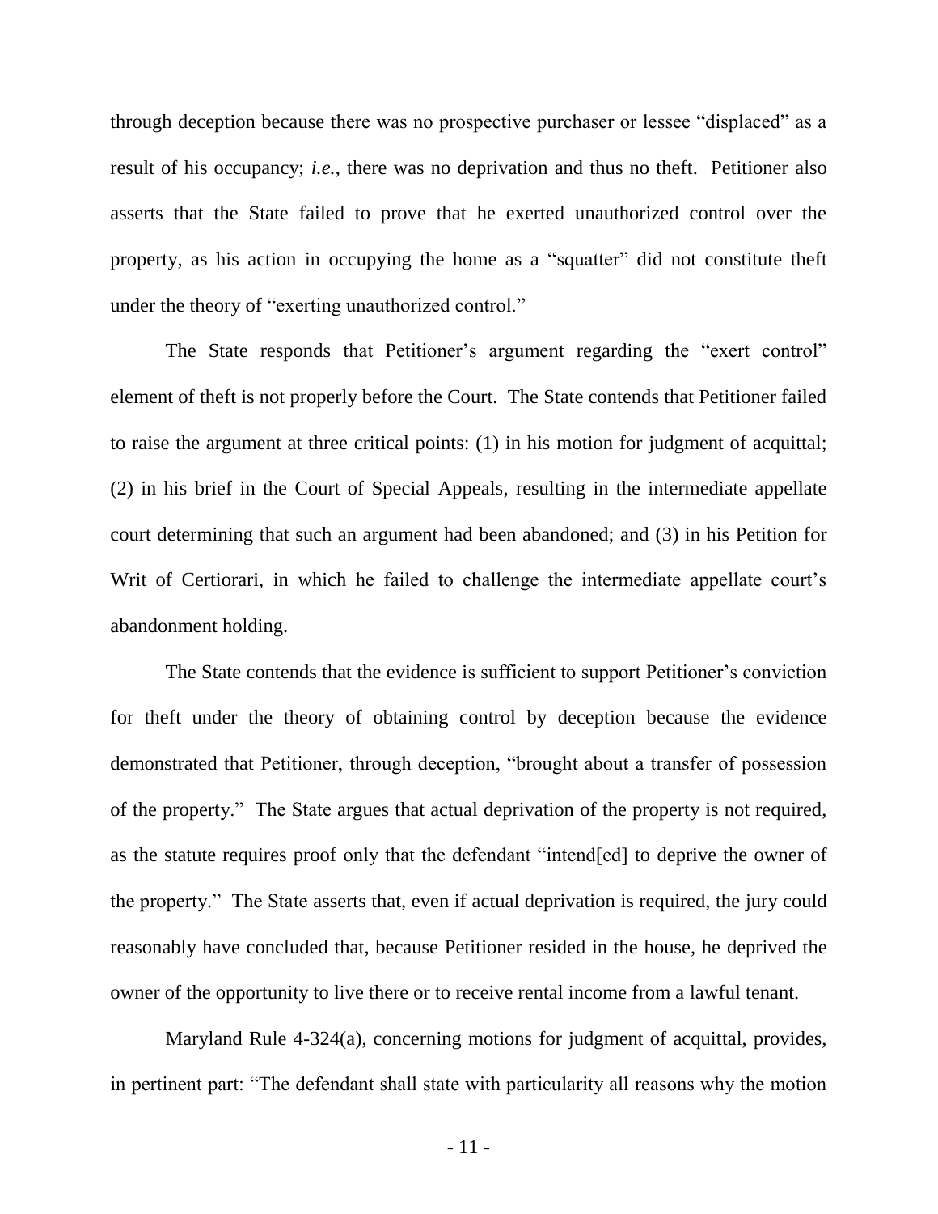through deception because there was no prospective purchaser or lessee "displaced" as a result of his occupancy; *i.e.*, there was no deprivation and thus no theft. Petitioner also asserts that the State failed to prove that he exerted unauthorized control over the property, as his action in occupying the home as a "squatter" did not constitute theft under the theory of "exerting unauthorized control."

The State responds that Petitioner's argument regarding the "exert control" element of theft is not properly before the Court. The State contends that Petitioner failed to raise the argument at three critical points: (1) in his motion for judgment of acquittal; (2) in his brief in the Court of Special Appeals, resulting in the intermediate appellate court determining that such an argument had been abandoned; and (3) in his Petition for Writ of Certiorari, in which he failed to challenge the intermediate appellate court's abandonment holding.

The State contends that the evidence is sufficient to support Petitioner's conviction for theft under the theory of obtaining control by deception because the evidence demonstrated that Petitioner, through deception, "brought about a transfer of possession of the property." The State argues that actual deprivation of the property is not required, as the statute requires proof only that the defendant "intend[ed] to deprive the owner of the property." The State asserts that, even if actual deprivation is required, the jury could reasonably have concluded that, because Petitioner resided in the house, he deprived the owner of the opportunity to live there or to receive rental income from a lawful tenant.

Maryland Rule 4-324(a), concerning motions for judgment of acquittal, provides, in pertinent part: "The defendant shall state with particularity all reasons why the motion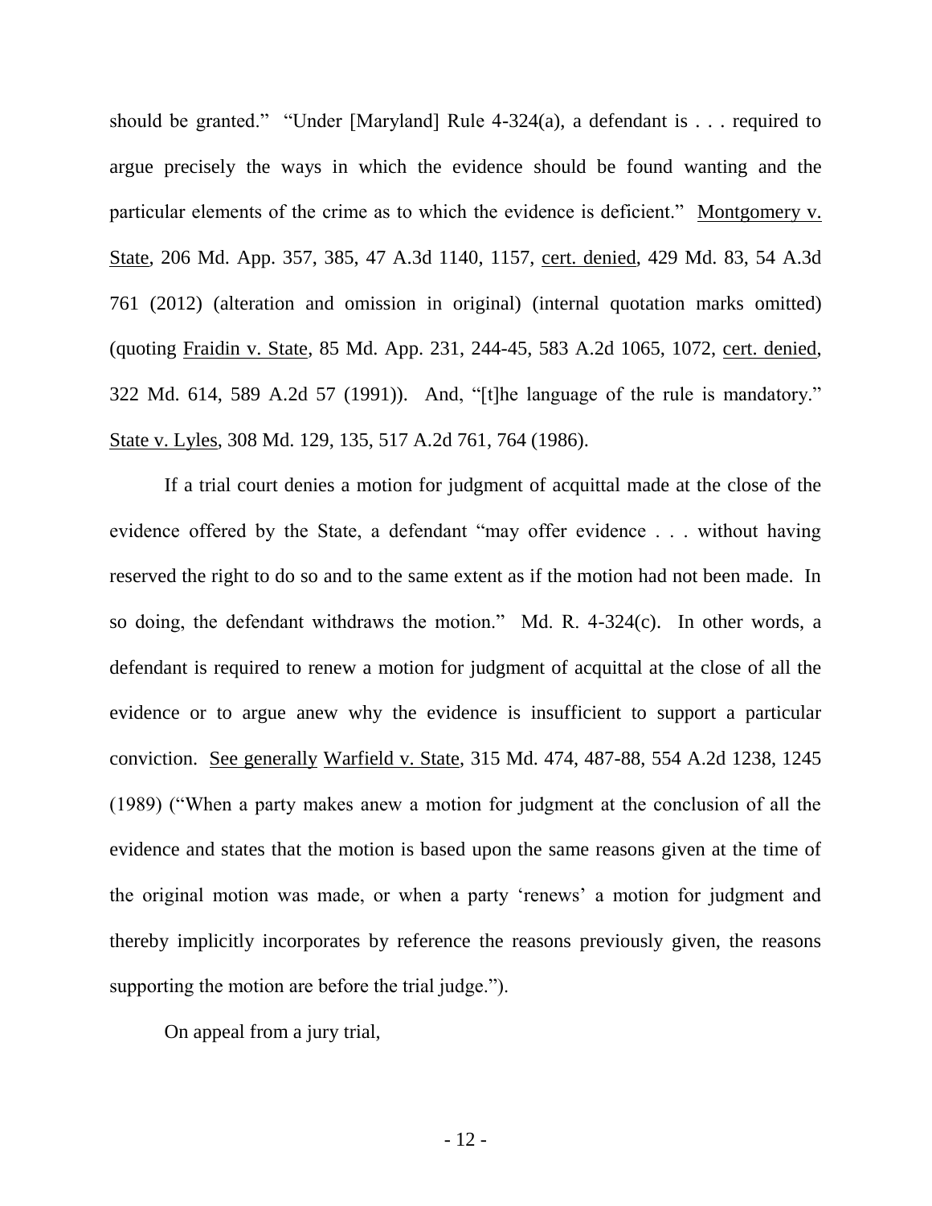should be granted." "Under [Maryland] Rule 4-324(a), a defendant is . . . required to argue precisely the ways in which the evidence should be found wanting and the particular elements of the crime as to which the evidence is deficient." Montgomery v. State, 206 Md. App. 357, 385, 47 A.3d 1140, 1157, cert. denied, 429 Md. 83, 54 A.3d 761 (2012) (alteration and omission in original) (internal quotation marks omitted) (quoting Fraidin v. State, 85 Md. App. 231, 244-45, 583 A.2d 1065, 1072, cert. denied, 322 Md. 614, 589 A.2d 57 (1991)). And, "[t]he language of the rule is mandatory." State v. Lyles, 308 Md. 129, 135, 517 A.2d 761, 764 (1986).

If a trial court denies a motion for judgment of acquittal made at the close of the evidence offered by the State, a defendant "may offer evidence . . . without having reserved the right to do so and to the same extent as if the motion had not been made. In so doing, the defendant withdraws the motion." Md. R. 4-324(c). In other words, a defendant is required to renew a motion for judgment of acquittal at the close of all the evidence or to argue anew why the evidence is insufficient to support a particular conviction. See generally Warfield v. State, 315 Md. 474, 487-88, 554 A.2d 1238, 1245 (1989) ("When a party makes anew a motion for judgment at the conclusion of all the evidence and states that the motion is based upon the same reasons given at the time of the original motion was made, or when a party 'renews' a motion for judgment and thereby implicitly incorporates by reference the reasons previously given, the reasons supporting the motion are before the trial judge.").

On appeal from a jury trial,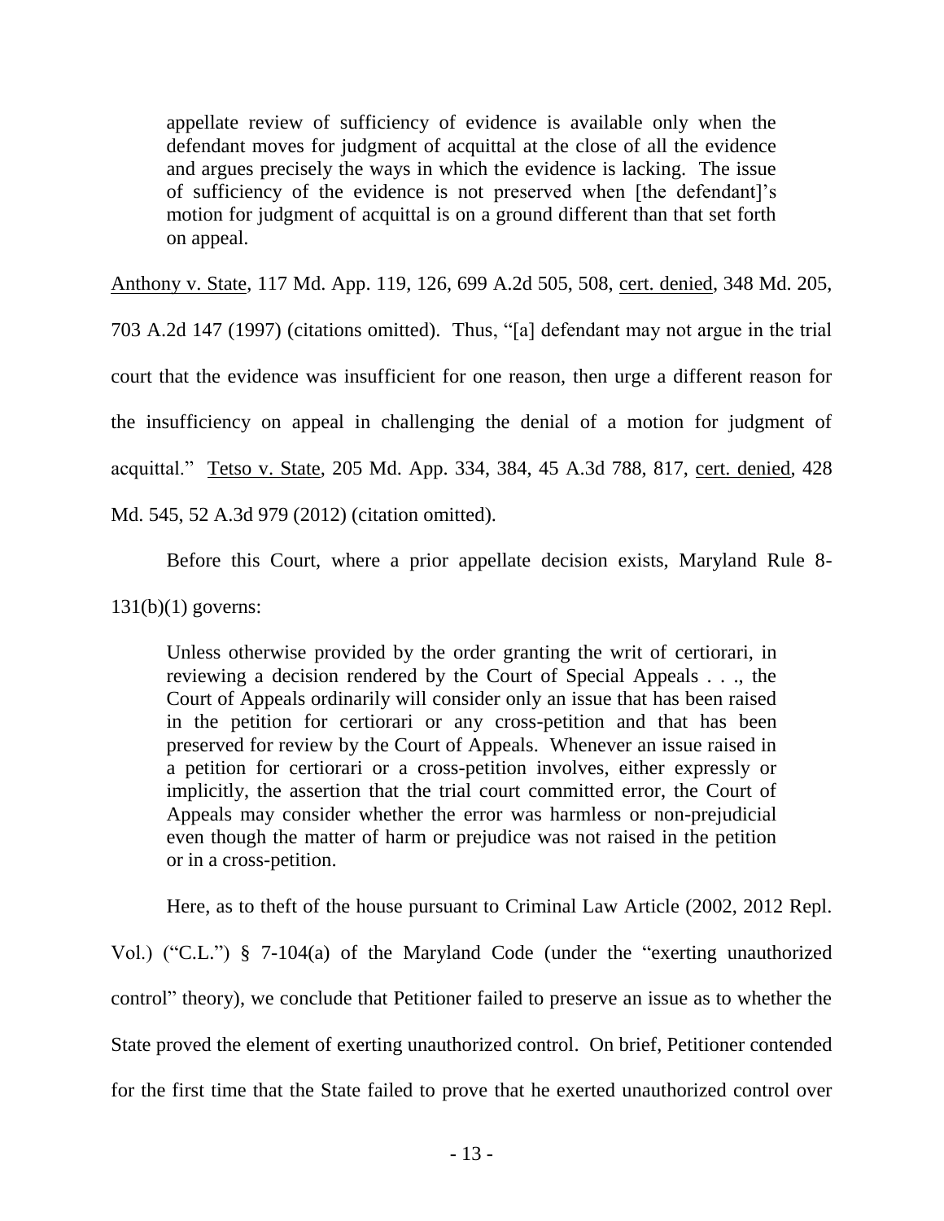> appellate review of sufficiency of evidence is available only when the defendant moves for judgment of acquittal at the close of all the evidence and argues precisely the ways in which the evidence is lacking. The issue of sufficiency of the evidence is not preserved when [the defendant]'s motion for judgment of acquittal is on a ground different than that set forth on appeal.

Anthony v. State, 117 Md. App. 119, 126, 699 A.2d 505, 508, cert. denied, 348 Md. 205, 703 A.2d 147 (1997) (citations omitted). Thus, "[a] defendant may not argue in the trial court that the evidence was insufficient for one reason, then urge a different reason for the insufficiency on appeal in challenging the denial of a motion for judgment of acquittal." Tetso v. State, 205 Md. App. 334, 384, 45 A.3d 788, 817, cert. denied, 428 Md. 545, 52 A.3d 979 (2012) (citation omitted).

Before this Court, where a prior appellate decision exists, Maryland Rule 8-131(b)(1) governs:

> Unless otherwise provided by the order granting the writ of certiorari, in reviewing a decision rendered by the Court of Special Appeals . . ., the Court of Appeals ordinarily will consider only an issue that has been raised in the petition for certiorari or any cross-petition and that has been preserved for review by the Court of Appeals. Whenever an issue raised in a petition for certiorari or a cross-petition involves, either expressly or implicitly, the assertion that the trial court committed error, the Court of Appeals may consider whether the error was harmless or non-prejudicial even though the matter of harm or prejudice was not raised in the petition or in a cross-petition.

Here, as to theft of the house pursuant to Criminal Law Article (2002, 2012 Repl. Vol.) ("C.L.") § 7-104(a) of the Maryland Code (under the "exerting unauthorized control" theory), we conclude that Petitioner failed to preserve an issue as to whether the State proved the element of exerting unauthorized control. On brief, Petitioner contended for the first time that the State failed to prove that he exerted unauthorized control over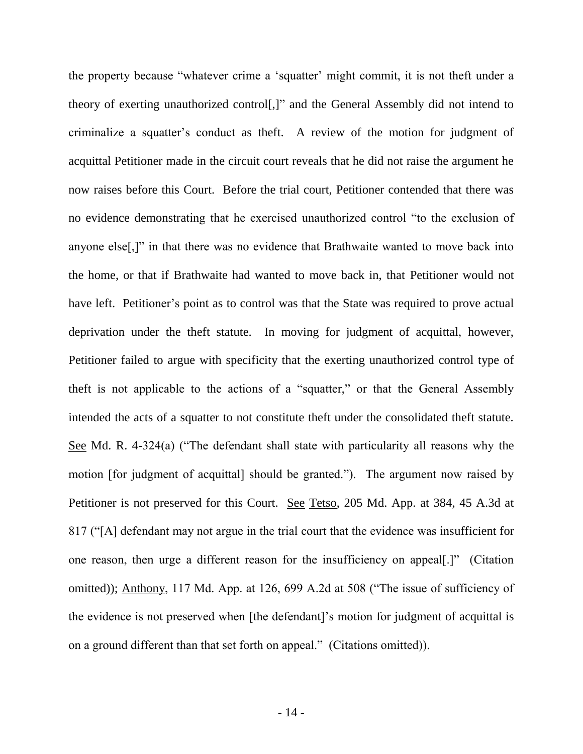the property because "whatever crime a 'squatter' might commit, it is not theft under a theory of exerting unauthorized control[,]" and the General Assembly did not intend to criminalize a squatter's conduct as theft. A review of the motion for judgment of acquittal Petitioner made in the circuit court reveals that he did not raise the argument he now raises before this Court. Before the trial court, Petitioner contended that there was no evidence demonstrating that he exercised unauthorized control "to the exclusion of anyone else[,]" in that there was no evidence that Brathwaite wanted to move back into the home, or that if Brathwaite had wanted to move back in, that Petitioner would not have left. Petitioner's point as to control was that the State was required to prove actual deprivation under the theft statute. In moving for judgment of acquittal, however, Petitioner failed to argue with specificity that the exerting unauthorized control type of theft is not applicable to the actions of a "squatter," or that the General Assembly intended the acts of a squatter to not constitute theft under the consolidated theft statute. See Md. R. 4-324(a) ("The defendant shall state with particularity all reasons why the motion [for judgment of acquittal] should be granted."). The argument now raised by Petitioner is not preserved for this Court. See Tetso, 205 Md. App. at 384, 45 A.3d at 817 ("[A] defendant may not argue in the trial court that the evidence was insufficient for one reason, then urge a different reason for the insufficiency on appeal[.]" (Citation omitted)); Anthony, 117 Md. App. at 126, 699 A.2d at 508 ("The issue of sufficiency of the evidence is not preserved when [the defendant]'s motion for judgment of acquittal is on a ground different than that set forth on appeal." (Citations omitted)).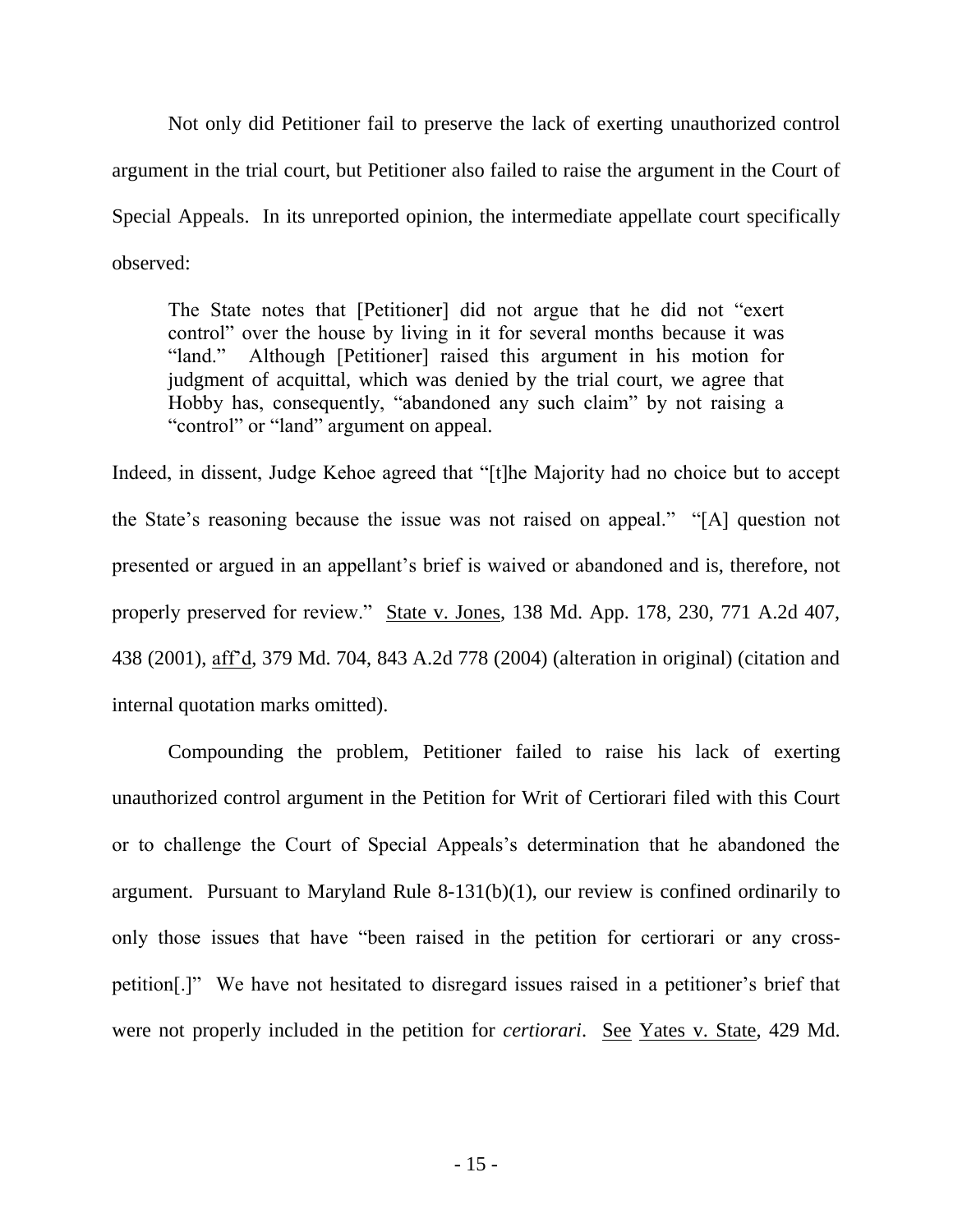Not only did Petitioner fail to preserve the lack of exerting unauthorized control argument in the trial court, but Petitioner also failed to raise the argument in the Court of Special Appeals. In its unreported opinion, the intermediate appellate court specifically observed:

> The State notes that [Petitioner] did not argue that he did not "exert control" over the house by living in it for several months because it was "land." Although [Petitioner] raised this argument in his motion for judgment of acquittal, which was denied by the trial court, we agree that Hobby has, consequently, "abandoned any such claim" by not raising a "control" or "land" argument on appeal.

Indeed, in dissent, Judge Kehoe agreed that "[t]he Majority had no choice but to accept the State's reasoning because the issue was not raised on appeal." "[A] question not presented or argued in an appellant's brief is waived or abandoned and is, therefore, not properly preserved for review." State v. Jones, 138 Md. App. 178, 230, 771 A.2d 407, 438 (2001), aff'd, 379 Md. 704, 843 A.2d 778 (2004) (alteration in original) (citation and internal quotation marks omitted).

Compounding the problem, Petitioner failed to raise his lack of exerting unauthorized control argument in the Petition for Writ of Certiorari filed with this Court or to challenge the Court of Special Appeals's determination that he abandoned the argument. Pursuant to Maryland Rule 8-131(b)(1), our review is confined ordinarily to only those issues that have "been raised in the petition for certiorari or any cross-petition[.]" We have not hesitated to disregard issues raised in a petitioner's brief that were not properly included in the petition for *certiorari*. See Yates v. State, 429 Md.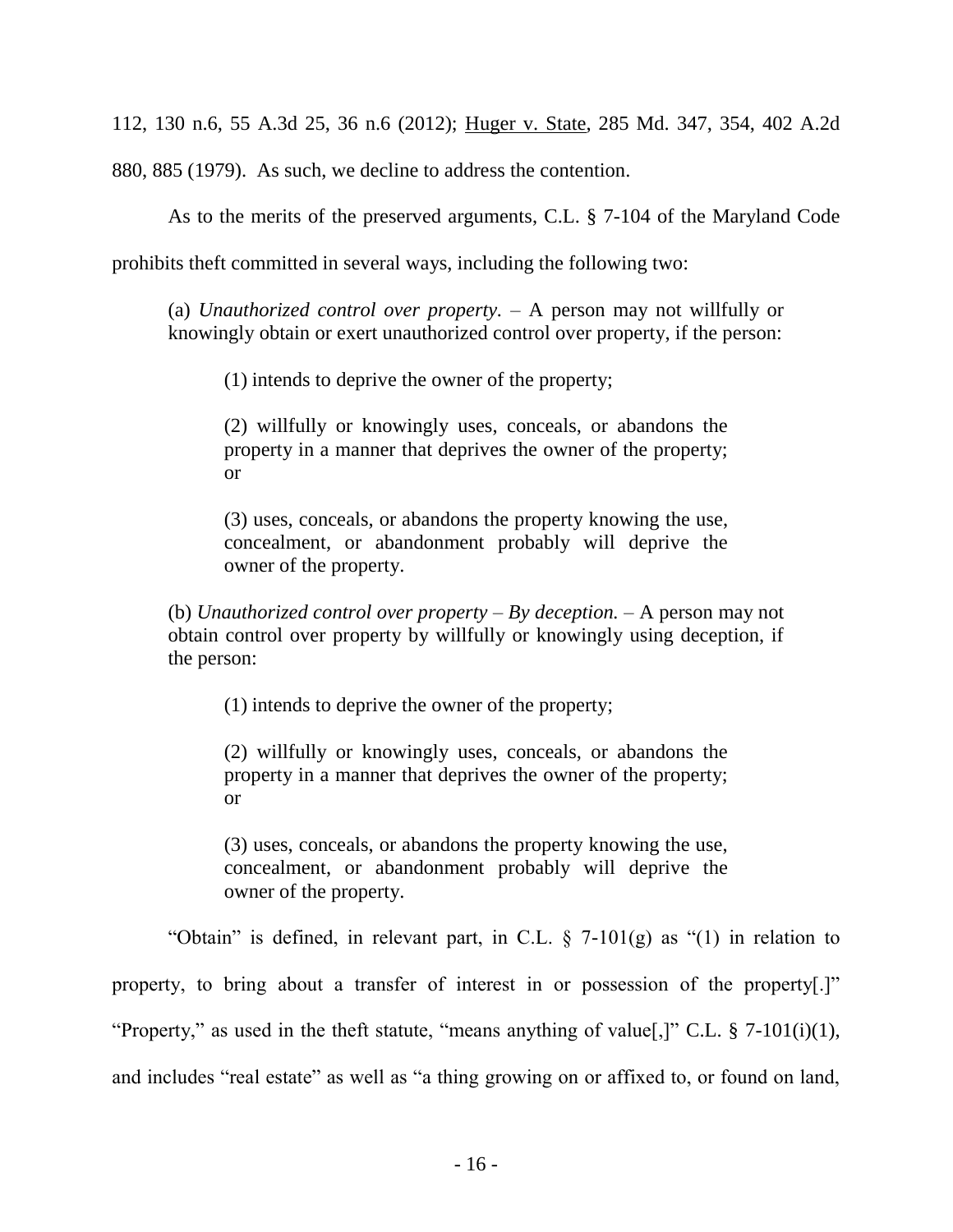112, 130 n.6, 55 A.3d 25, 36 n.6 (2012); Huger v. State, 285 Md. 347, 354, 402 A.2d 880, 885 (1979). As such, we decline to address the contention.

As to the merits of the preserved arguments, C.L. § 7-104 of the Maryland Code prohibits theft committed in several ways, including the following two:

> (a) *Unauthorized control over property.* – A person may not willfully or knowingly obtain or exert unauthorized control over property, if the person:
>
> > (1) intends to deprive the owner of the property;
> >
> > (2) willfully or knowingly uses, conceals, or abandons the property in a manner that deprives the owner of the property; or
> >
> > (3) uses, conceals, or abandons the property knowing the use, concealment, or abandonment probably will deprive the owner of the property.
>
> (b) *Unauthorized control over property – By deception.* – A person may not obtain control over property by willfully or knowingly using deception, if the person:
>
> > (1) intends to deprive the owner of the property;
> >
> > (2) willfully or knowingly uses, conceals, or abandons the property in a manner that deprives the owner of the property; or
> >
> > (3) uses, conceals, or abandons the property knowing the use, concealment, or abandonment probably will deprive the owner of the property.

"Obtain" is defined, in relevant part, in C.L. § 7-101(g) as "(1) in relation to property, to bring about a transfer of interest in or possession of the property[.]" "Property," as used in the theft statute, "means anything of value[,]" C.L. § 7-101(i)(1), and includes "real estate" as well as "a thing growing on or affixed to, or found on land,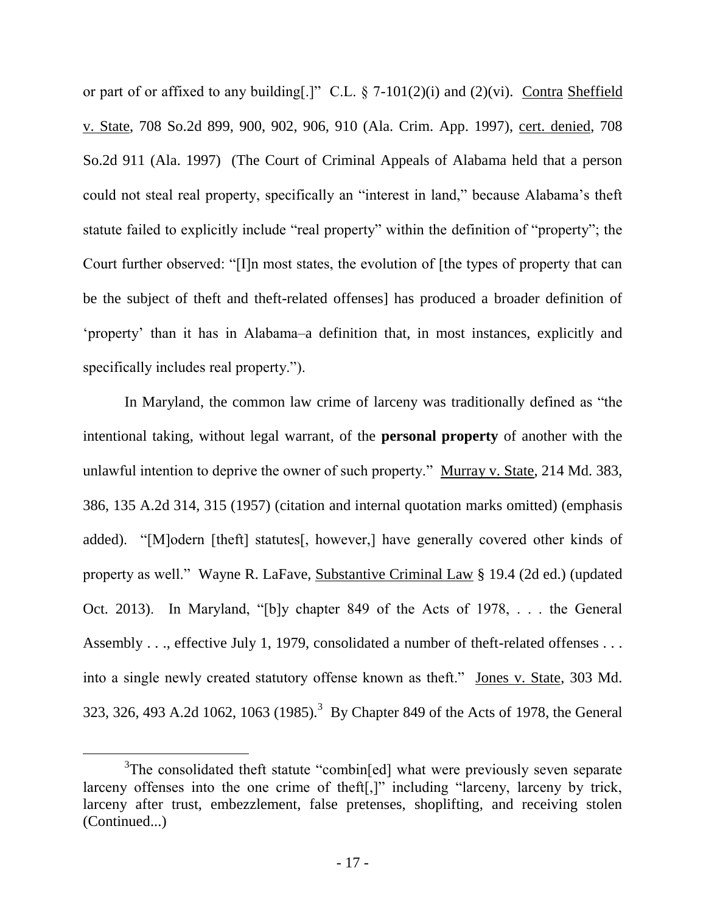or part of or affixed to any building[.]" C.L. § 7-101(2)(i) and (2)(vi). Contra Sheffield v. State, 708 So.2d 899, 900, 902, 906, 910 (Ala. Crim. App. 1997), cert. denied, 708 So.2d 911 (Ala. 1997) (The Court of Criminal Appeals of Alabama held that a person could not steal real property, specifically an "interest in land," because Alabama's theft statute failed to explicitly include "real property" within the definition of "property"; the Court further observed: "[I]n most states, the evolution of [the types of property that can be the subject of theft and theft-related offenses] has produced a broader definition of 'property' than it has in Alabama–a definition that, in most instances, explicitly and specifically includes real property.").

In Maryland, the common law crime of larceny was traditionally defined as "the intentional taking, without legal warrant, of the **personal property** of another with the unlawful intention to deprive the owner of such property." Murray v. State, 214 Md. 383, 386, 135 A.2d 314, 315 (1957) (citation and internal quotation marks omitted) (emphasis added). "[M]odern [theft] statutes[, however,] have generally covered other kinds of property as well." Wayne R. LaFave, Substantive Criminal Law § 19.4 (2d ed.) (updated Oct. 2013). In Maryland, "[b]y chapter 849 of the Acts of 1978, . . . the General Assembly . . ., effective July 1, 1979, consolidated a number of theft-related offenses . . . into a single newly created statutory offense known as theft." Jones v. State, 303 Md. 323, 326, 493 A.2d 1062, 1063 (1985).[3] By Chapter 849 of the Acts of 1978, the General

[3] The consolidated theft statute "combin[ed] what were previously seven separate larceny offenses into the one crime of theft[,]" including "larceny, larceny by trick, larceny after trust, embezzlement, false pretenses, shoplifting, and receiving stolen (Continued...)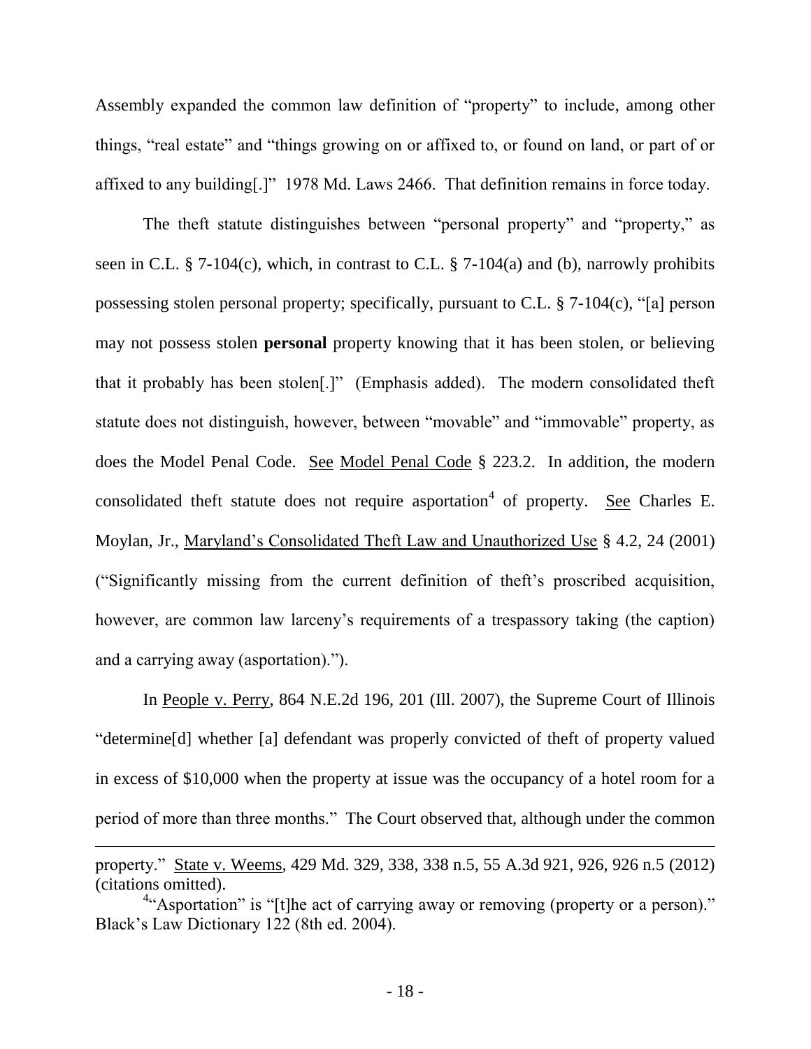Assembly expanded the common law definition of "property" to include, among other things, "real estate" and "things growing on or affixed to, or found on land, or part of or affixed to any building[.]" 1978 Md. Laws 2466. That definition remains in force today.

The theft statute distinguishes between "personal property" and "property," as seen in C.L. § 7-104(c), which, in contrast to C.L. § 7-104(a) and (b), narrowly prohibits possessing stolen personal property; specifically, pursuant to C.L. § 7-104(c), "[a] person may not possess stolen **personal** property knowing that it has been stolen, or believing that it probably has been stolen[.]" (Emphasis added). The modern consolidated theft statute does not distinguish, however, between "movable" and "immovable" property, as does the Model Penal Code. See Model Penal Code § 223.2. In addition, the modern consolidated theft statute does not require asportation[4] of property. See Charles E. Moylan, Jr., Maryland's Consolidated Theft Law and Unauthorized Use § 4.2, 24 (2001) ("Significantly missing from the current definition of theft's proscribed acquisition, however, are common law larceny's requirements of a trespassory taking (the caption) and a carrying away (asportation).").

In People v. Perry, 864 N.E.2d 196, 201 (Ill. 2007), the Supreme Court of Illinois "determine[d] whether [a] defendant was properly convicted of theft of property valued in excess of $10,000 when the property at issue was the occupancy of a hotel room for a period of more than three months." The Court observed that, although under the common

---

property." State v. Weems, 429 Md. 329, 338, 338 n.5, 55 A.3d 921, 926, 926 n.5 (2012) (citations omitted).

[4]"Asportation" is "[t]he act of carrying away or removing (property or a person)." Black's Law Dictionary 122 (8th ed. 2004).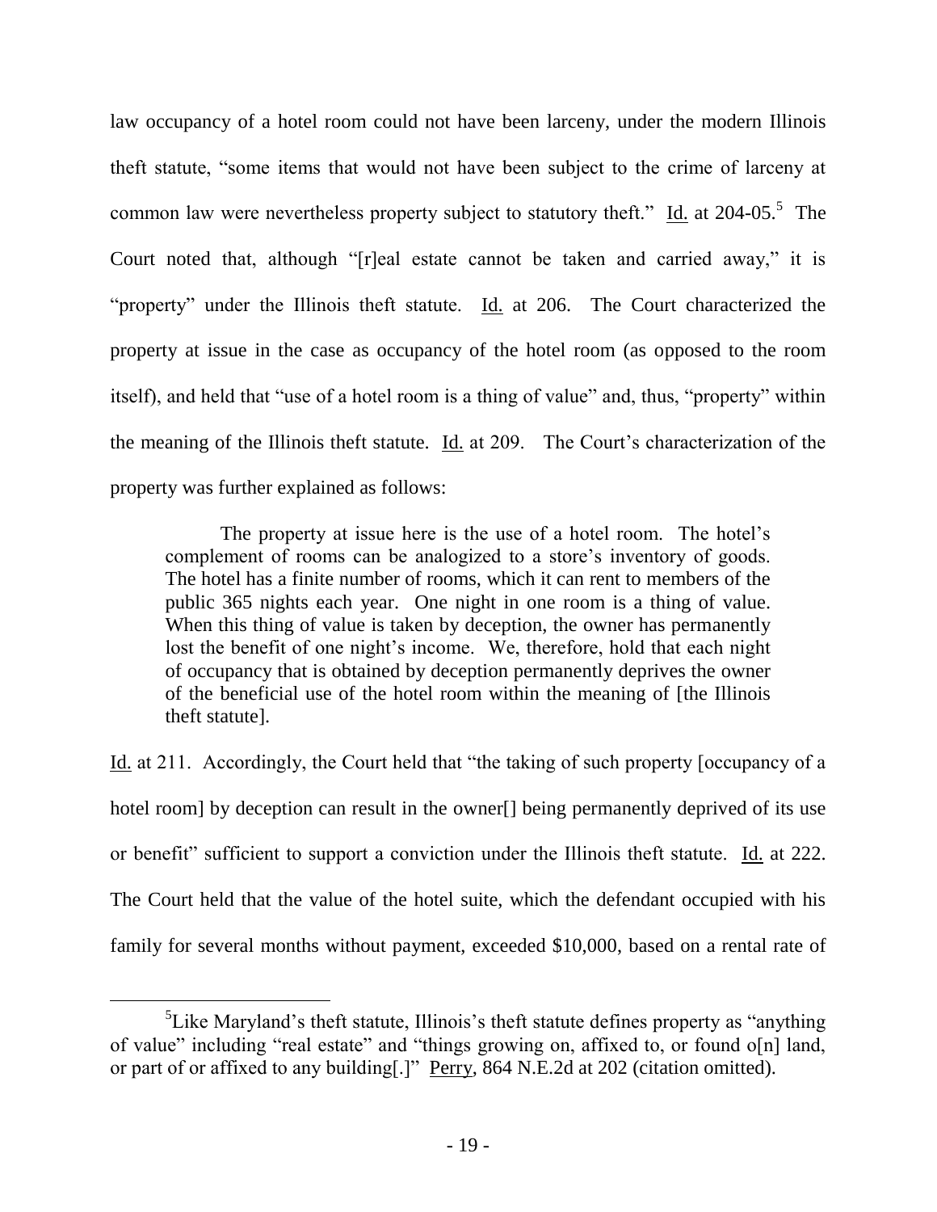law occupancy of a hotel room could not have been larceny, under the modern Illinois theft statute, "some items that would not have been subject to the crime of larceny at common law were nevertheless property subject to statutory theft." Id. at 204-05.[5] The Court noted that, although "[r]eal estate cannot be taken and carried away," it is "property" under the Illinois theft statute. Id. at 206. The Court characterized the property at issue in the case as occupancy of the hotel room (as opposed to the room itself), and held that "use of a hotel room is a thing of value" and, thus, "property" within the meaning of the Illinois theft statute. Id. at 209. The Court's characterization of the property was further explained as follows:

> The property at issue here is the use of a hotel room. The hotel's complement of rooms can be analogized to a store's inventory of goods. The hotel has a finite number of rooms, which it can rent to members of the public 365 nights each year. One night in one room is a thing of value. When this thing of value is taken by deception, the owner has permanently lost the benefit of one night's income. We, therefore, hold that each night of occupancy that is obtained by deception permanently deprives the owner of the beneficial use of the hotel room within the meaning of [the Illinois theft statute].

Id. at 211. Accordingly, the Court held that "the taking of such property [occupancy of a hotel room] by deception can result in the owner[] being permanently deprived of its use or benefit" sufficient to support a conviction under the Illinois theft statute. Id. at 222. The Court held that the value of the hotel suite, which the defendant occupied with his family for several months without payment, exceeded $10,000, based on a rental rate of

[5] Like Maryland's theft statute, Illinois's theft statute defines property as "anything of value" including "real estate" and "things growing on, affixed to, or found o[n] land, or part of or affixed to any building[.]" Perry, 864 N.E.2d at 202 (citation omitted).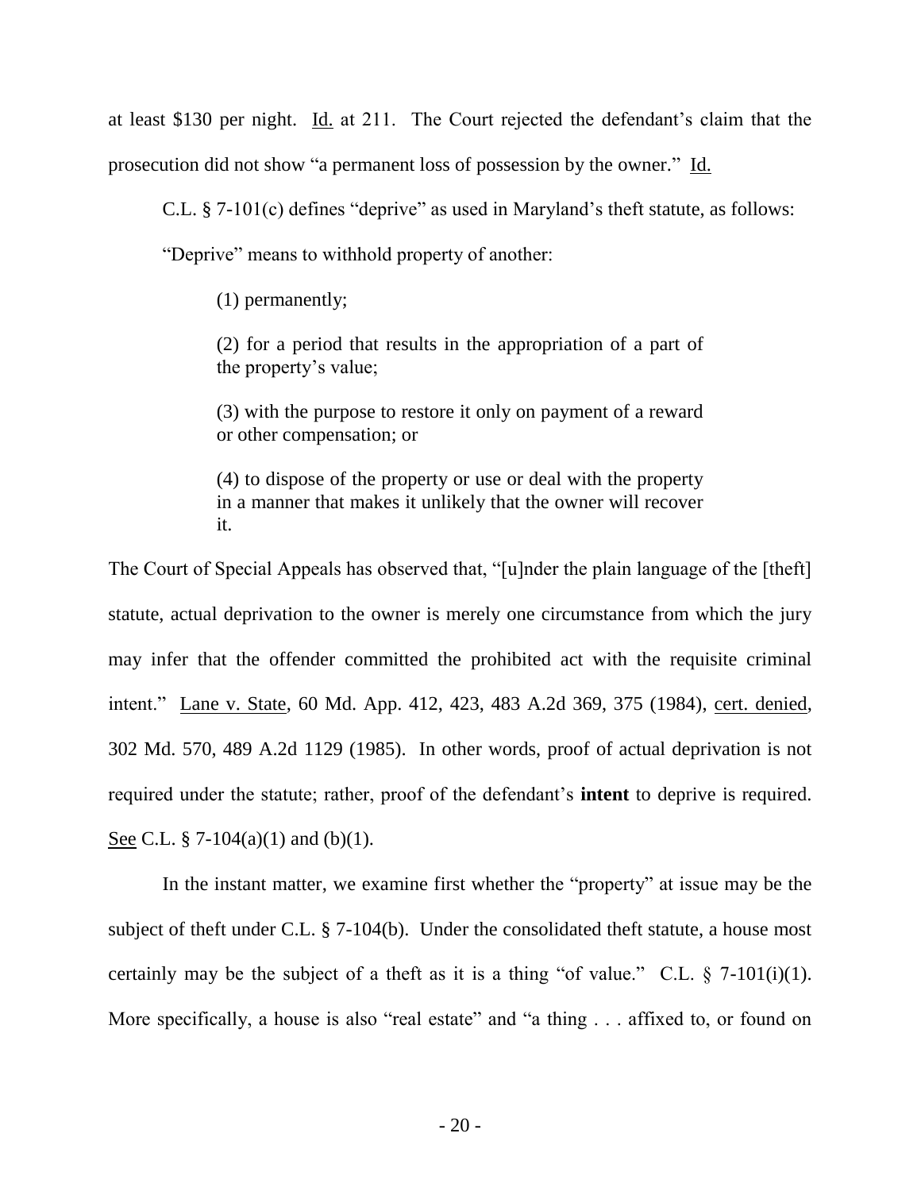at least $130 per night. Id. at 211. The Court rejected the defendant's claim that the prosecution did not show "a permanent loss of possession by the owner." Id.

C.L. § 7-101(c) defines "deprive" as used in Maryland's theft statute, as follows:

"Deprive" means to withhold property of another:

> (1) permanently;
>
> (2) for a period that results in the appropriation of a part of the property's value;
>
> (3) with the purpose to restore it only on payment of a reward or other compensation; or
>
> (4) to dispose of the property or use or deal with the property in a manner that makes it unlikely that the owner will recover it.

The Court of Special Appeals has observed that, "[u]nder the plain language of the [theft] statute, actual deprivation to the owner is merely one circumstance from which the jury may infer that the offender committed the prohibited act with the requisite criminal intent." Lane v. State, 60 Md. App. 412, 423, 483 A.2d 369, 375 (1984), cert. denied, 302 Md. 570, 489 A.2d 1129 (1985). In other words, proof of actual deprivation is not required under the statute; rather, proof of the defendant's **intent** to deprive is required. See C.L. § 7-104(a)(1) and (b)(1).

In the instant matter, we examine first whether the "property" at issue may be the subject of theft under C.L. § 7-104(b). Under the consolidated theft statute, a house most certainly may be the subject of a theft as it is a thing "of value." C.L. § 7-101(i)(1). More specifically, a house is also "real estate" and "a thing . . . affixed to, or found on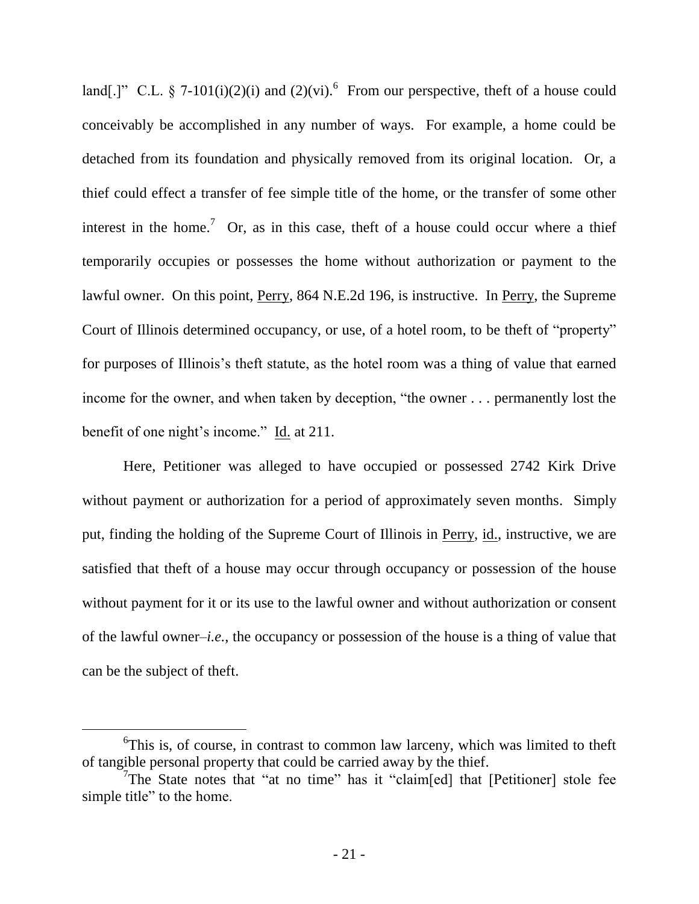land[.]" C.L. § 7-101(i)(2)(i) and (2)(vi).[6] From our perspective, theft of a house could conceivably be accomplished in any number of ways. For example, a home could be detached from its foundation and physically removed from its original location. Or, a thief could effect a transfer of fee simple title of the home, or the transfer of some other interest in the home.[7] Or, as in this case, theft of a house could occur where a thief temporarily occupies or possesses the home without authorization or payment to the lawful owner. On this point, Perry, 864 N.E.2d 196, is instructive. In Perry, the Supreme Court of Illinois determined occupancy, or use, of a hotel room, to be theft of "property" for purposes of Illinois's theft statute, as the hotel room was a thing of value that earned income for the owner, and when taken by deception, "the owner . . . permanently lost the benefit of one night's income." Id. at 211.

Here, Petitioner was alleged to have occupied or possessed 2742 Kirk Drive without payment or authorization for a period of approximately seven months. Simply put, finding the holding of the Supreme Court of Illinois in Perry, id., instructive, we are satisfied that theft of a house may occur through occupancy or possession of the house without payment for it or its use to the lawful owner and without authorization or consent of the lawful owner–*i.e.*, the occupancy or possession of the house is a thing of value that can be the subject of theft.

---

[6] This is, of course, in contrast to common law larceny, which was limited to theft of tangible personal property that could be carried away by the thief.

[7] The State notes that "at no time" has it "claim[ed] that [Petitioner] stole fee simple title" to the home.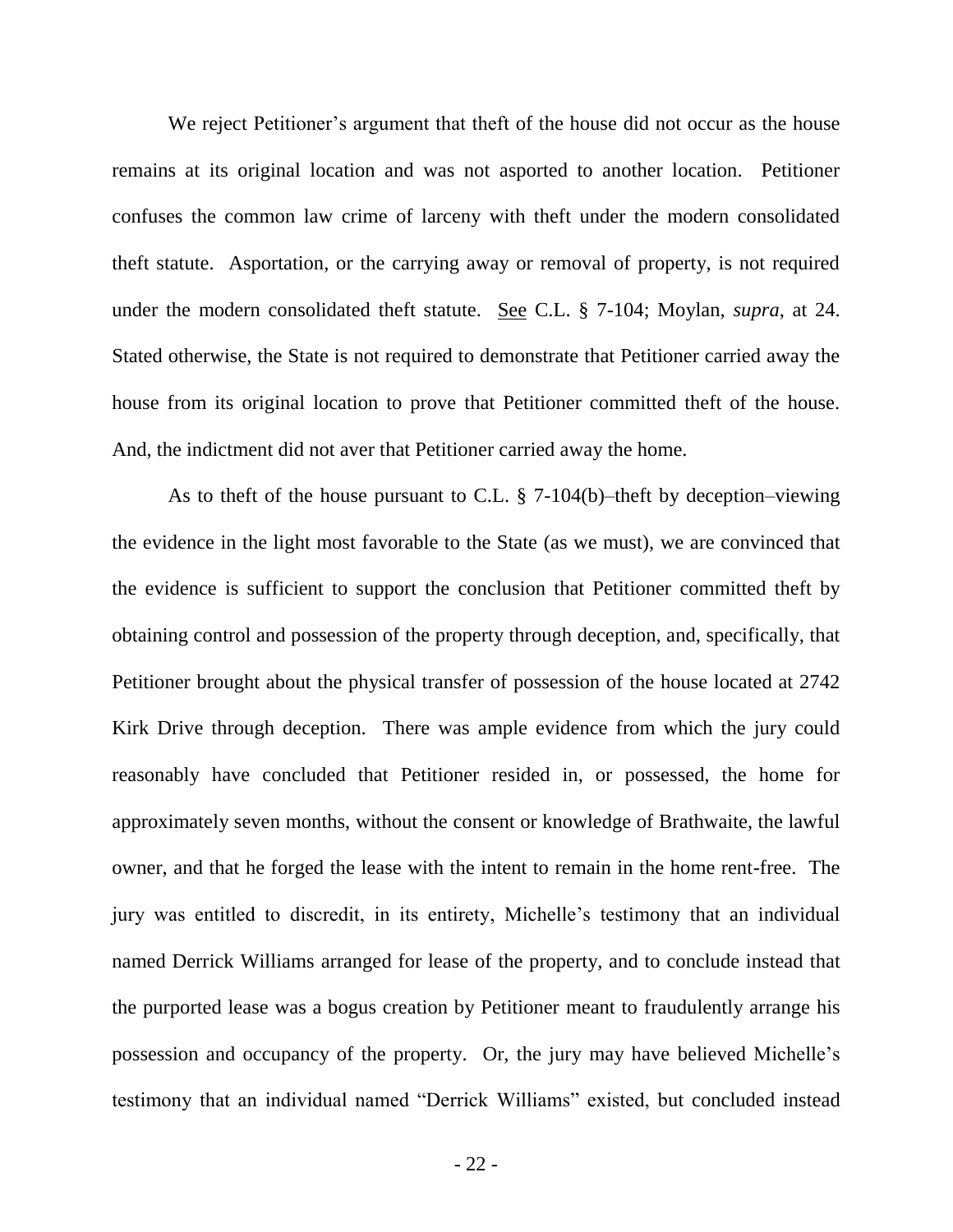We reject Petitioner's argument that theft of the house did not occur as the house remains at its original location and was not asported to another location. Petitioner confuses the common law crime of larceny with theft under the modern consolidated theft statute. Asportation, or the carrying away or removal of property, is not required under the modern consolidated theft statute. See C.L. § 7-104; Moylan, *supra*, at 24. Stated otherwise, the State is not required to demonstrate that Petitioner carried away the house from its original location to prove that Petitioner committed theft of the house. And, the indictment did not aver that Petitioner carried away the home.

As to theft of the house pursuant to C.L. § 7-104(b)–theft by deception–viewing the evidence in the light most favorable to the State (as we must), we are convinced that the evidence is sufficient to support the conclusion that Petitioner committed theft by obtaining control and possession of the property through deception, and, specifically, that Petitioner brought about the physical transfer of possession of the house located at 2742 Kirk Drive through deception. There was ample evidence from which the jury could reasonably have concluded that Petitioner resided in, or possessed, the home for approximately seven months, without the consent or knowledge of Brathwaite, the lawful owner, and that he forged the lease with the intent to remain in the home rent-free. The jury was entitled to discredit, in its entirety, Michelle's testimony that an individual named Derrick Williams arranged for lease of the property, and to conclude instead that the purported lease was a bogus creation by Petitioner meant to fraudulently arrange his possession and occupancy of the property. Or, the jury may have believed Michelle's testimony that an individual named "Derrick Williams" existed, but concluded instead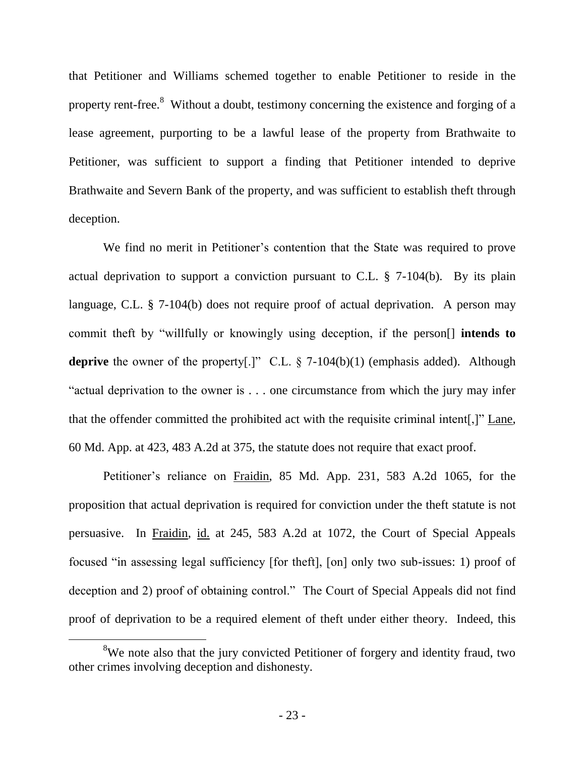that Petitioner and Williams schemed together to enable Petitioner to reside in the property rent-free.[8] Without a doubt, testimony concerning the existence and forging of a lease agreement, purporting to be a lawful lease of the property from Brathwaite to Petitioner, was sufficient to support a finding that Petitioner intended to deprive Brathwaite and Severn Bank of the property, and was sufficient to establish theft through deception.

We find no merit in Petitioner's contention that the State was required to prove actual deprivation to support a conviction pursuant to C.L. § 7-104(b). By its plain language, C.L. § 7-104(b) does not require proof of actual deprivation. A person may commit theft by "willfully or knowingly using deception, if the person[] **intends to deprive** the owner of the property[.]" C.L. § 7-104(b)(1) (emphasis added). Although "actual deprivation to the owner is . . . one circumstance from which the jury may infer that the offender committed the prohibited act with the requisite criminal intent[,]" Lane, 60 Md. App. at 423, 483 A.2d at 375, the statute does not require that exact proof.

Petitioner's reliance on Fraidin, 85 Md. App. 231, 583 A.2d 1065, for the proposition that actual deprivation is required for conviction under the theft statute is not persuasive. In Fraidin, id. at 245, 583 A.2d at 1072, the Court of Special Appeals focused "in assessing legal sufficiency [for theft], [on] only two sub-issues: 1) proof of deception and 2) proof of obtaining control." The Court of Special Appeals did not find proof of deprivation to be a required element of theft under either theory. Indeed, this

[8] We note also that the jury convicted Petitioner of forgery and identity fraud, two other crimes involving deception and dishonesty.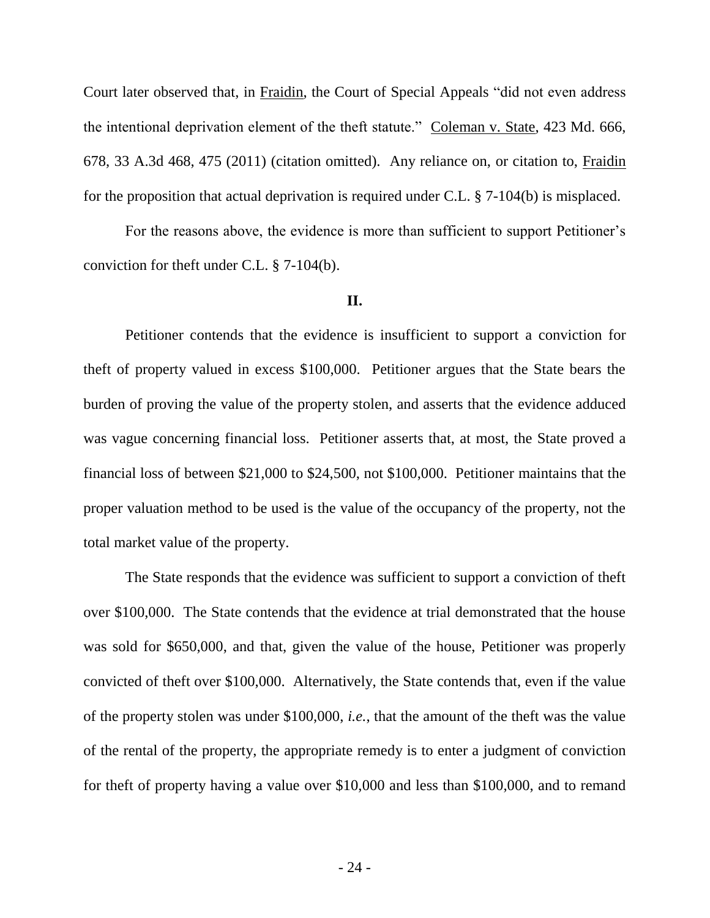Court later observed that, in Fraidin, the Court of Special Appeals "did not even address the intentional deprivation element of the theft statute." Coleman v. State, 423 Md. 666, 678, 33 A.3d 468, 475 (2011) (citation omitted). Any reliance on, or citation to, Fraidin for the proposition that actual deprivation is required under C.L. § 7-104(b) is misplaced.

For the reasons above, the evidence is more than sufficient to support Petitioner's conviction for theft under C.L. § 7-104(b).

## II.

Petitioner contends that the evidence is insufficient to support a conviction for theft of property valued in excess $100,000. Petitioner argues that the State bears the burden of proving the value of the property stolen, and asserts that the evidence adduced was vague concerning financial loss. Petitioner asserts that, at most, the State proved a financial loss of between $21,000 to $24,500, not $100,000. Petitioner maintains that the proper valuation method to be used is the value of the occupancy of the property, not the total market value of the property.

The State responds that the evidence was sufficient to support a conviction of theft over $100,000. The State contends that the evidence at trial demonstrated that the house was sold for $650,000, and that, given the value of the house, Petitioner was properly convicted of theft over $100,000. Alternatively, the State contends that, even if the value of the property stolen was under $100,000, *i.e.*, that the amount of the theft was the value of the rental of the property, the appropriate remedy is to enter a judgment of conviction for theft of property having a value over $10,000 and less than $100,000, and to remand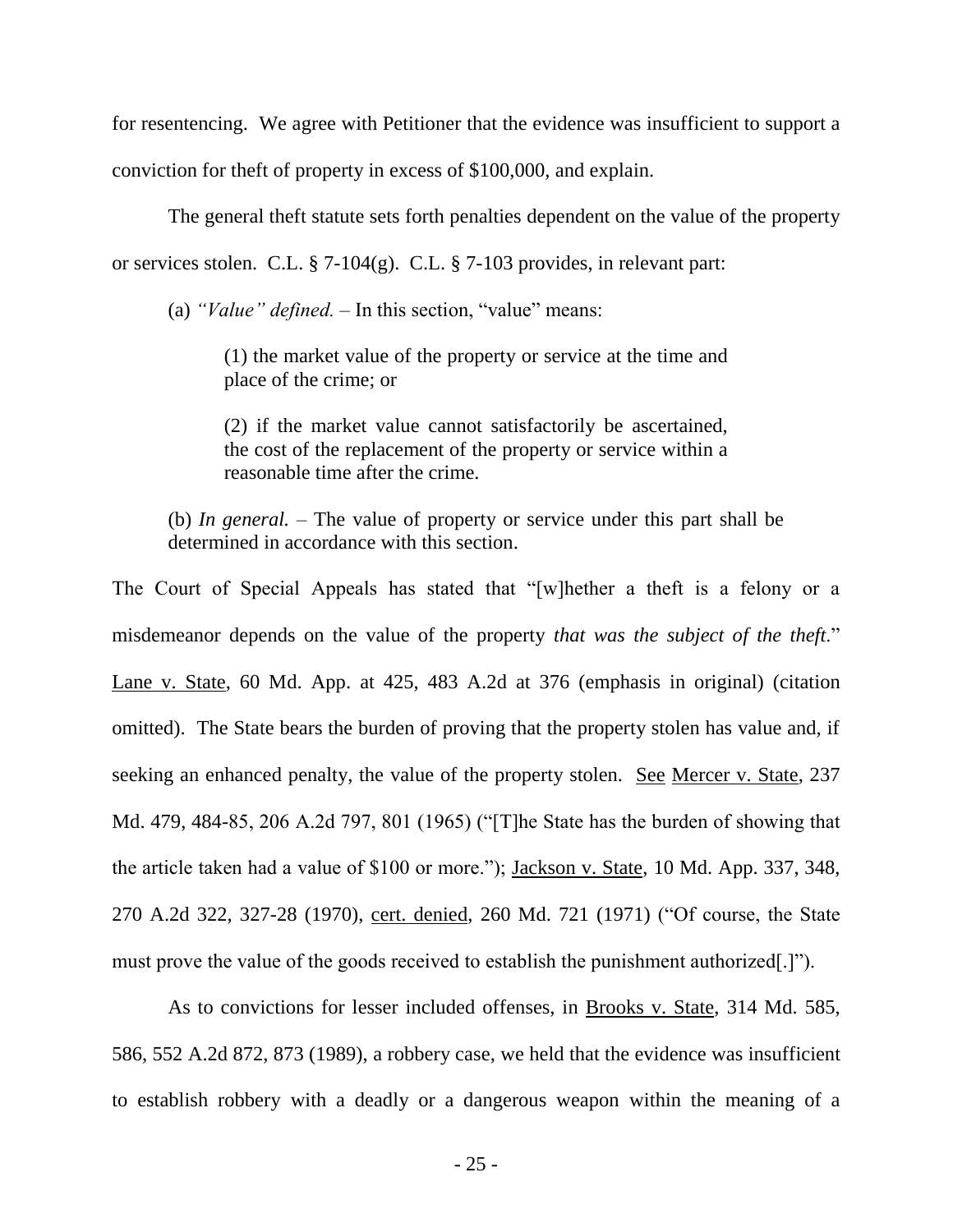for resentencing. We agree with Petitioner that the evidence was insufficient to support a conviction for theft of property in excess of $100,000, and explain.

The general theft statute sets forth penalties dependent on the value of the property or services stolen. C.L. § 7-104(g). C.L. § 7-103 provides, in relevant part:

> (a) *"Value" defined.* – In this section, "value" means:
>
> > (1) the market value of the property or service at the time and place of the crime; or
> >
> > (2) if the market value cannot satisfactorily be ascertained, the cost of the replacement of the property or service within a reasonable time after the crime.
>
> (b) *In general.* – The value of property or service under this part shall be determined in accordance with this section.

The Court of Special Appeals has stated that "[w]hether a theft is a felony or a misdemeanor depends on the value of the property *that was the subject of the theft*." Lane v. State, 60 Md. App. at 425, 483 A.2d at 376 (emphasis in original) (citation omitted). The State bears the burden of proving that the property stolen has value and, if seeking an enhanced penalty, the value of the property stolen. See Mercer v. State, 237 Md. 479, 484-85, 206 A.2d 797, 801 (1965) ("[T]he State has the burden of showing that the article taken had a value of $100 or more."); Jackson v. State, 10 Md. App. 337, 348, 270 A.2d 322, 327-28 (1970), cert. denied, 260 Md. 721 (1971) ("Of course, the State must prove the value of the goods received to establish the punishment authorized[.]").

As to convictions for lesser included offenses, in Brooks v. State, 314 Md. 585, 586, 552 A.2d 872, 873 (1989), a robbery case, we held that the evidence was insufficient to establish robbery with a deadly or a dangerous weapon within the meaning of a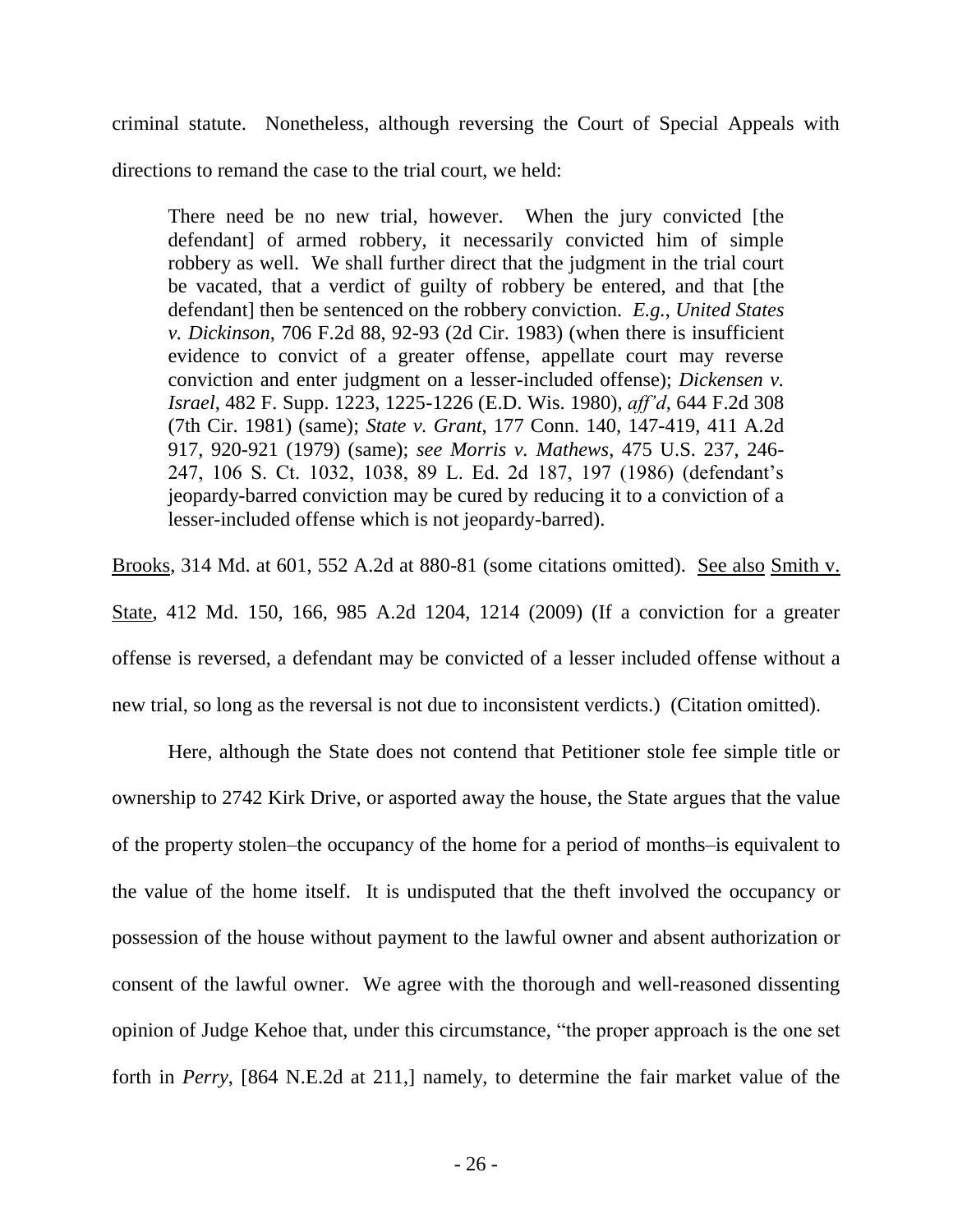criminal statute. Nonetheless, although reversing the Court of Special Appeals with directions to remand the case to the trial court, we held:

> There need be no new trial, however. When the jury convicted [the defendant] of armed robbery, it necessarily convicted him of simple robbery as well. We shall further direct that the judgment in the trial court be vacated, that a verdict of guilty of robbery be entered, and that [the defendant] then be sentenced on the robbery conviction. *E.g.*, *United States v. Dickinson*, 706 F.2d 88, 92-93 (2d Cir. 1983) (when there is insufficient evidence to convict of a greater offense, appellate court may reverse conviction and enter judgment on a lesser-included offense); *Dickensen v. Israel*, 482 F. Supp. 1223, 1225-1226 (E.D. Wis. 1980), *aff'd*, 644 F.2d 308 (7th Cir. 1981) (same); *State v. Grant*, 177 Conn. 140, 147-419, 411 A.2d 917, 920-921 (1979) (same); *see Morris v. Mathews*, 475 U.S. 237, 246-247, 106 S. Ct. 1032, 1038, 89 L. Ed. 2d 187, 197 (1986) (defendant's jeopardy-barred conviction may be cured by reducing it to a conviction of a lesser-included offense which is not jeopardy-barred).

Brooks, 314 Md. at 601, 552 A.2d at 880-81 (some citations omitted). See also Smith v. State, 412 Md. 150, 166, 985 A.2d 1204, 1214 (2009) (If a conviction for a greater offense is reversed, a defendant may be convicted of a lesser included offense without a new trial, so long as the reversal is not due to inconsistent verdicts.) (Citation omitted).

Here, although the State does not contend that Petitioner stole fee simple title or ownership to 2742 Kirk Drive, or asported away the house, the State argues that the value of the property stolen–the occupancy of the home for a period of months–is equivalent to the value of the home itself. It is undisputed that the theft involved the occupancy or possession of the house without payment to the lawful owner and absent authorization or consent of the lawful owner. We agree with the thorough and well-reasoned dissenting opinion of Judge Kehoe that, under this circumstance, "the proper approach is the one set forth in *Perry*, [864 N.E.2d at 211,] namely, to determine the fair market value of the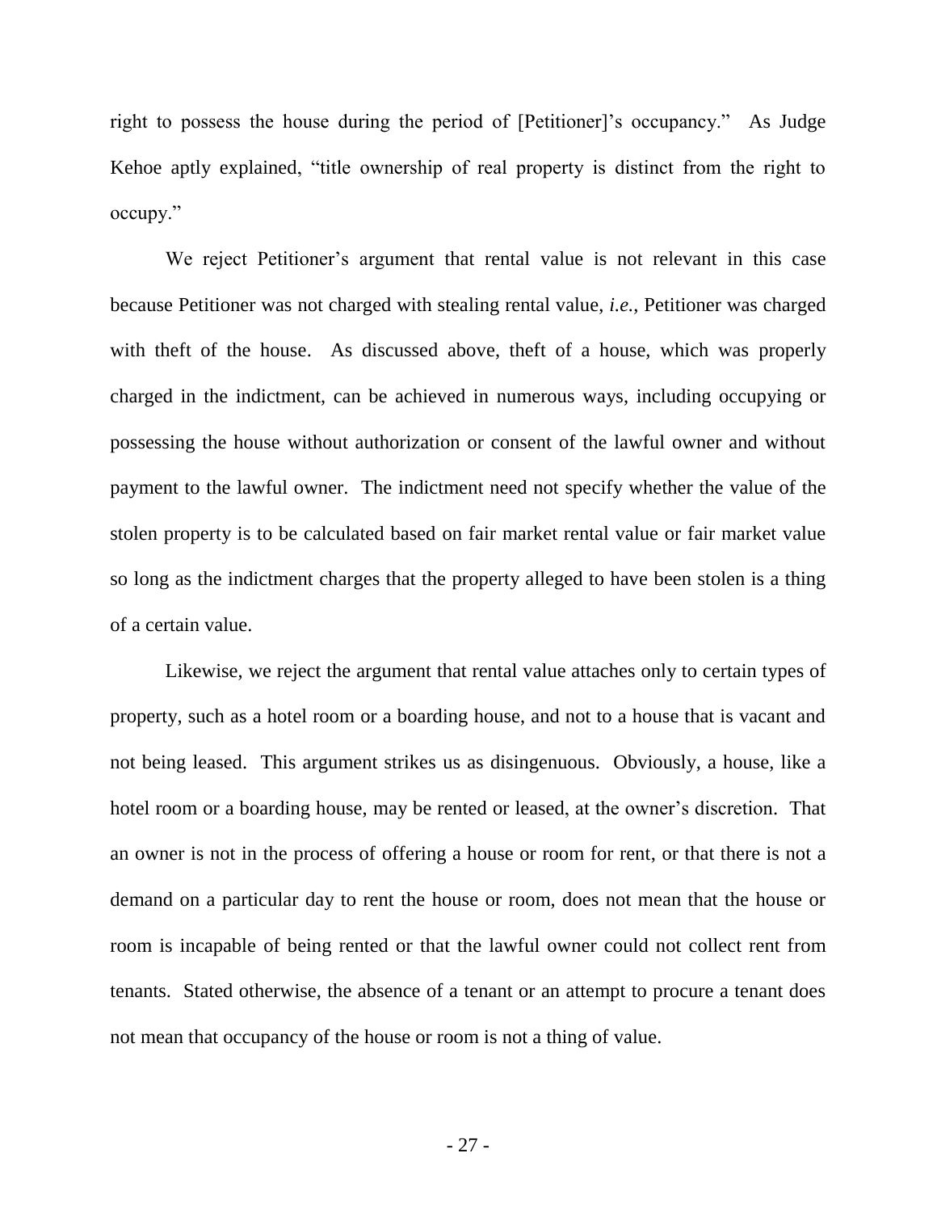right to possess the house during the period of [Petitioner]'s occupancy." As Judge Kehoe aptly explained, "title ownership of real property is distinct from the right to occupy."

We reject Petitioner's argument that rental value is not relevant in this case because Petitioner was not charged with stealing rental value, *i.e.*, Petitioner was charged with theft of the house. As discussed above, theft of a house, which was properly charged in the indictment, can be achieved in numerous ways, including occupying or possessing the house without authorization or consent of the lawful owner and without payment to the lawful owner. The indictment need not specify whether the value of the stolen property is to be calculated based on fair market rental value or fair market value so long as the indictment charges that the property alleged to have been stolen is a thing of a certain value.

Likewise, we reject the argument that rental value attaches only to certain types of property, such as a hotel room or a boarding house, and not to a house that is vacant and not being leased. This argument strikes us as disingenuous. Obviously, a house, like a hotel room or a boarding house, may be rented or leased, at the owner's discretion. That an owner is not in the process of offering a house or room for rent, or that there is not a demand on a particular day to rent the house or room, does not mean that the house or room is incapable of being rented or that the lawful owner could not collect rent from tenants. Stated otherwise, the absence of a tenant or an attempt to procure a tenant does not mean that occupancy of the house or room is not a thing of value.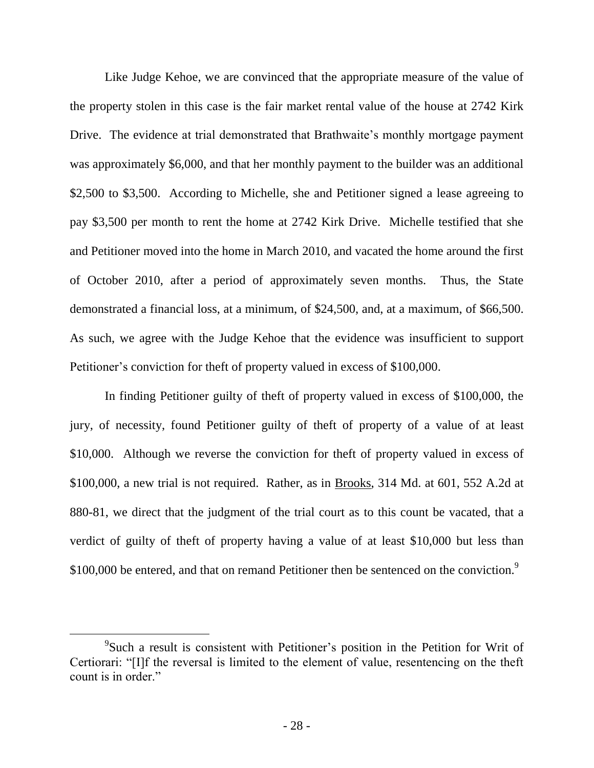Like Judge Kehoe, we are convinced that the appropriate measure of the value of the property stolen in this case is the fair market rental value of the house at 2742 Kirk Drive. The evidence at trial demonstrated that Brathwaite's monthly mortgage payment was approximately $6,000, and that her monthly payment to the builder was an additional $2,500 to $3,500. According to Michelle, she and Petitioner signed a lease agreeing to pay $3,500 per month to rent the home at 2742 Kirk Drive. Michelle testified that she and Petitioner moved into the home in March 2010, and vacated the home around the first of October 2010, after a period of approximately seven months. Thus, the State demonstrated a financial loss, at a minimum, of $24,500, and, at a maximum, of $66,500. As such, we agree with the Judge Kehoe that the evidence was insufficient to support Petitioner's conviction for theft of property valued in excess of $100,000.

In finding Petitioner guilty of theft of property valued in excess of $100,000, the jury, of necessity, found Petitioner guilty of theft of property of a value of at least $10,000. Although we reverse the conviction for theft of property valued in excess of $100,000, a new trial is not required. Rather, as in Brooks, 314 Md. at 601, 552 A.2d at 880-81, we direct that the judgment of the trial court as to this count be vacated, that a verdict of guilty of theft of property having a value of at least $10,000 but less than $100,000 be entered, and that on remand Petitioner then be sentenced on the conviction.[9]

[9] Such a result is consistent with Petitioner's position in the Petition for Writ of Certiorari: "[I]f the reversal is limited to the element of value, resentencing on the theft count is in order."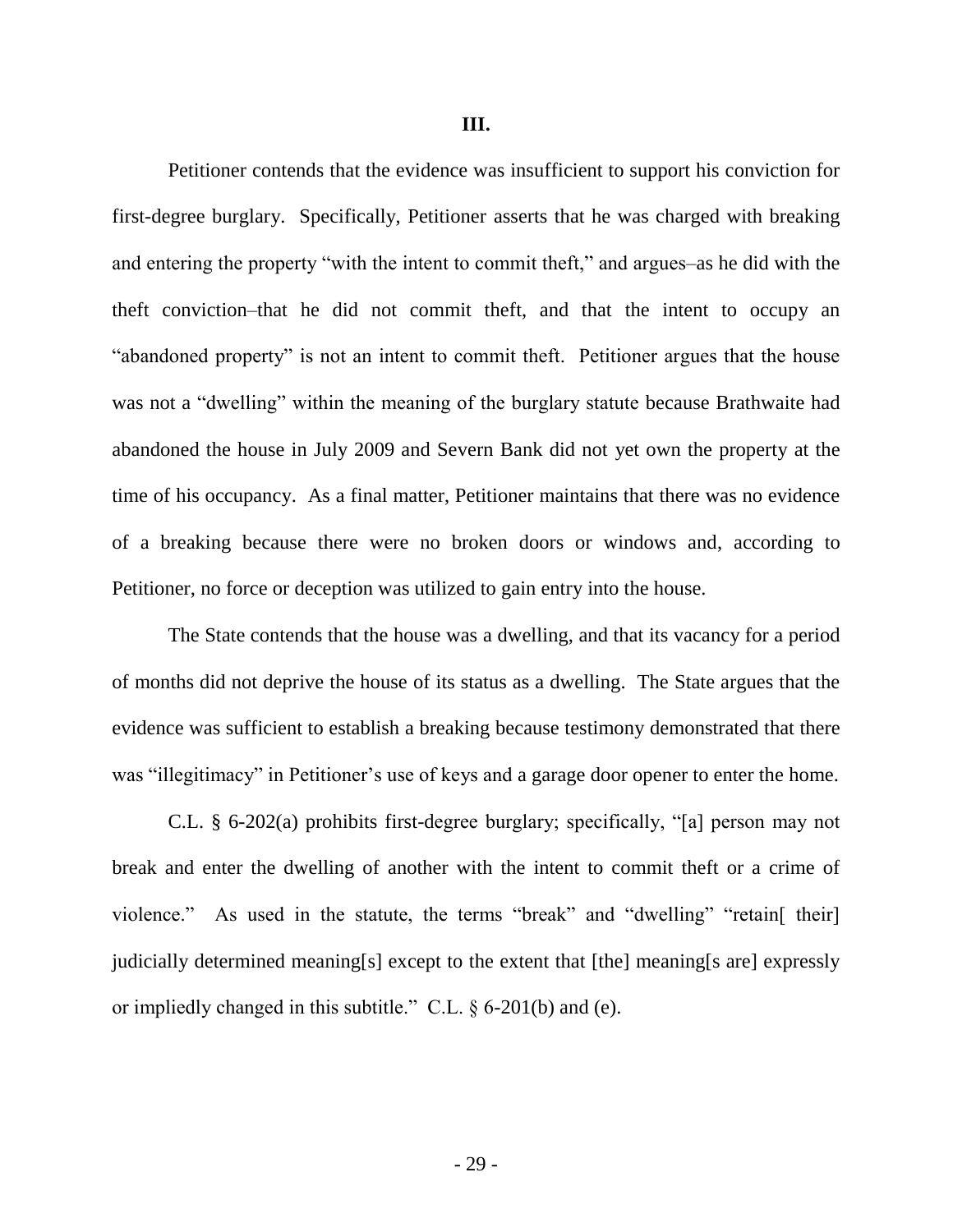**III.**

Petitioner contends that the evidence was insufficient to support his conviction for first-degree burglary. Specifically, Petitioner asserts that he was charged with breaking and entering the property "with the intent to commit theft," and argues–as he did with the theft conviction–that he did not commit theft, and that the intent to occupy an "abandoned property" is not an intent to commit theft. Petitioner argues that the house was not a "dwelling" within the meaning of the burglary statute because Brathwaite had abandoned the house in July 2009 and Severn Bank did not yet own the property at the time of his occupancy. As a final matter, Petitioner maintains that there was no evidence of a breaking because there were no broken doors or windows and, according to Petitioner, no force or deception was utilized to gain entry into the house.

The State contends that the house was a dwelling, and that its vacancy for a period of months did not deprive the house of its status as a dwelling. The State argues that the evidence was sufficient to establish a breaking because testimony demonstrated that there was "illegitimacy" in Petitioner's use of keys and a garage door opener to enter the home.

C.L. § 6-202(a) prohibits first-degree burglary; specifically, "[a] person may not break and enter the dwelling of another with the intent to commit theft or a crime of violence." As used in the statute, the terms "break" and "dwelling" "retain[ their] judicially determined meaning[s] except to the extent that [the] meaning[s are] expressly or impliedly changed in this subtitle." C.L. § 6-201(b) and (e).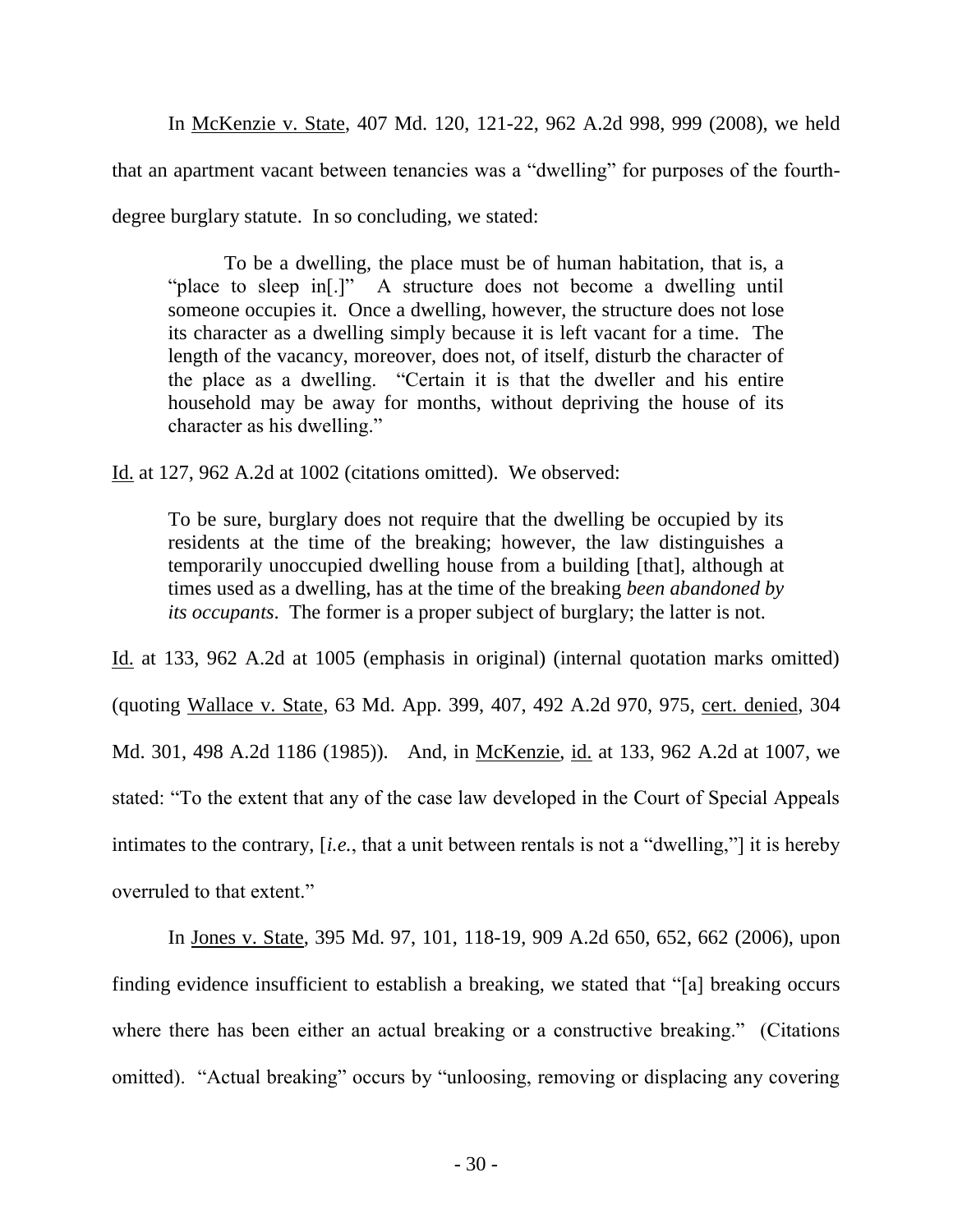In McKenzie v. State, 407 Md. 120, 121-22, 962 A.2d 998, 999 (2008), we held that an apartment vacant between tenancies was a "dwelling" for purposes of the fourth-degree burglary statute. In so concluding, we stated:

> To be a dwelling, the place must be of human habitation, that is, a "place to sleep in[.]" A structure does not become a dwelling until someone occupies it. Once a dwelling, however, the structure does not lose its character as a dwelling simply because it is left vacant for a time. The length of the vacancy, moreover, does not, of itself, disturb the character of the place as a dwelling. "Certain it is that the dweller and his entire household may be away for months, without depriving the house of its character as his dwelling."

Id. at 127, 962 A.2d at 1002 (citations omitted). We observed:

> To be sure, burglary does not require that the dwelling be occupied by its residents at the time of the breaking; however, the law distinguishes a temporarily unoccupied dwelling house from a building [that], although at times used as a dwelling, has at the time of the breaking *been abandoned by its occupants*. The former is a proper subject of burglary; the latter is not.

Id. at 133, 962 A.2d at 1005 (emphasis in original) (internal quotation marks omitted) (quoting Wallace v. State, 63 Md. App. 399, 407, 492 A.2d 970, 975, cert. denied, 304 Md. 301, 498 A.2d 1186 (1985)). And, in McKenzie, id. at 133, 962 A.2d at 1007, we stated: "To the extent that any of the case law developed in the Court of Special Appeals intimates to the contrary, [*i.e.*, that a unit between rentals is not a "dwelling,"] it is hereby overruled to that extent."

In Jones v. State, 395 Md. 97, 101, 118-19, 909 A.2d 650, 652, 662 (2006), upon finding evidence insufficient to establish a breaking, we stated that "[a] breaking occurs where there has been either an actual breaking or a constructive breaking." (Citations omitted). "Actual breaking" occurs by "unloosing, removing or displacing any covering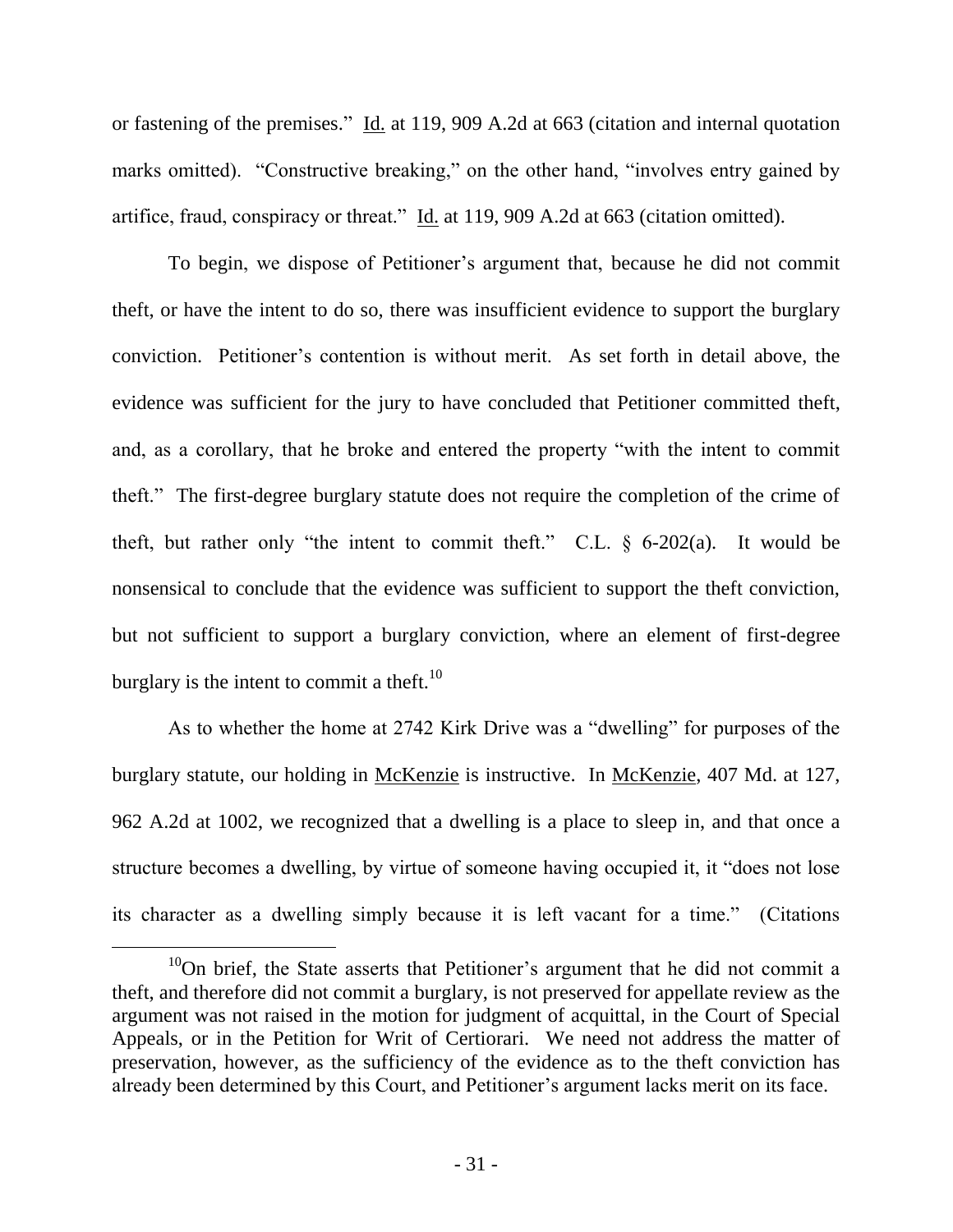or fastening of the premises." Id. at 119, 909 A.2d at 663 (citation and internal quotation marks omitted). "Constructive breaking," on the other hand, "involves entry gained by artifice, fraud, conspiracy or threat." Id. at 119, 909 A.2d at 663 (citation omitted).

To begin, we dispose of Petitioner's argument that, because he did not commit theft, or have the intent to do so, there was insufficient evidence to support the burglary conviction. Petitioner's contention is without merit. As set forth in detail above, the evidence was sufficient for the jury to have concluded that Petitioner committed theft, and, as a corollary, that he broke and entered the property "with the intent to commit theft." The first-degree burglary statute does not require the completion of the crime of theft, but rather only "the intent to commit theft." C.L. § 6-202(a). It would be nonsensical to conclude that the evidence was sufficient to support the theft conviction, but not sufficient to support a burglary conviction, where an element of first-degree burglary is the intent to commit a theft.[10]

As to whether the home at 2742 Kirk Drive was a "dwelling" for purposes of the burglary statute, our holding in McKenzie is instructive. In McKenzie, 407 Md. at 127, 962 A.2d at 1002, we recognized that a dwelling is a place to sleep in, and that once a structure becomes a dwelling, by virtue of someone having occupied it, it "does not lose its character as a dwelling simply because it is left vacant for a time." (Citations

[10]On brief, the State asserts that Petitioner's argument that he did not commit a theft, and therefore did not commit a burglary, is not preserved for appellate review as the argument was not raised in the motion for judgment of acquittal, in the Court of Special Appeals, or in the Petition for Writ of Certiorari. We need not address the matter of preservation, however, as the sufficiency of the evidence as to the theft conviction has already been determined by this Court, and Petitioner's argument lacks merit on its face.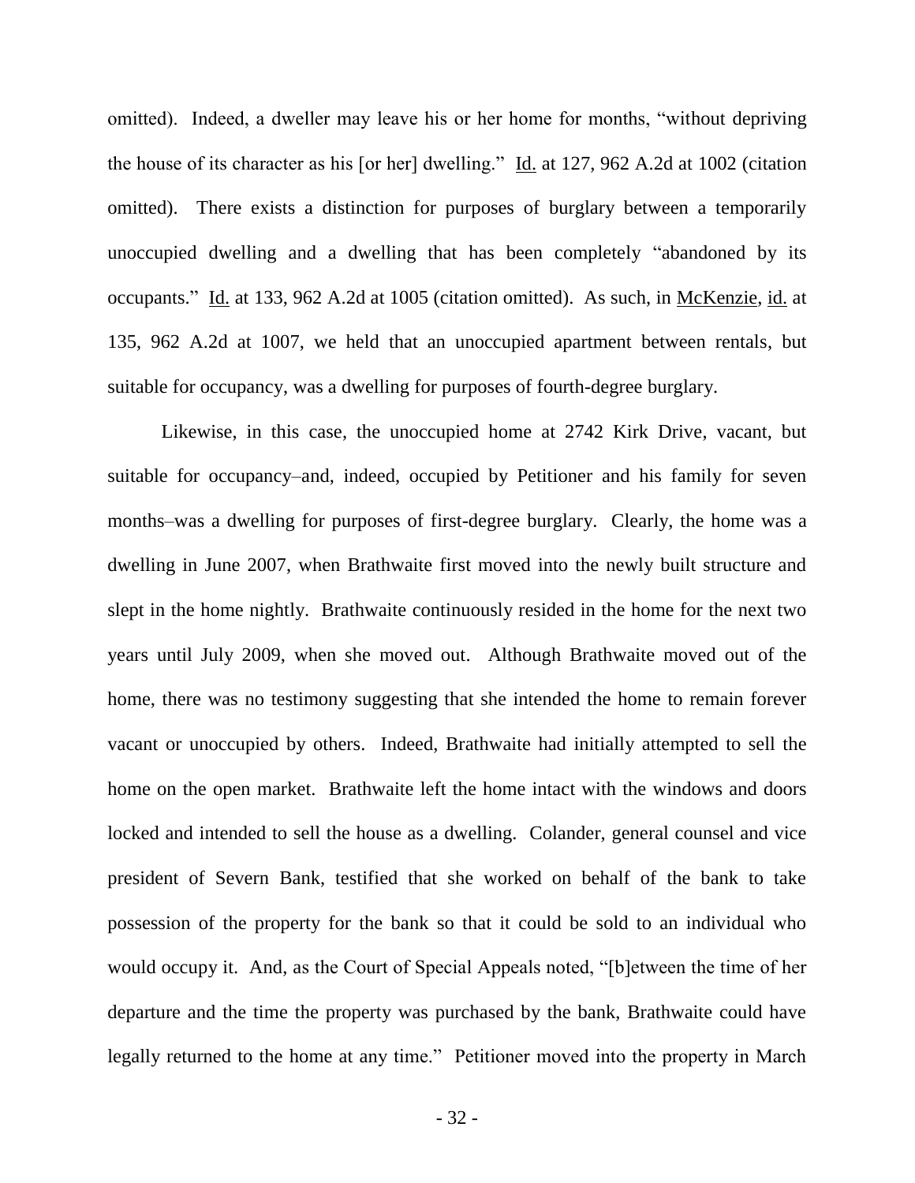omitted). Indeed, a dweller may leave his or her home for months, "without depriving the house of its character as his [or her] dwelling." Id. at 127, 962 A.2d at 1002 (citation omitted). There exists a distinction for purposes of burglary between a temporarily unoccupied dwelling and a dwelling that has been completely "abandoned by its occupants." Id. at 133, 962 A.2d at 1005 (citation omitted). As such, in McKenzie, id. at 135, 962 A.2d at 1007, we held that an unoccupied apartment between rentals, but suitable for occupancy, was a dwelling for purposes of fourth-degree burglary.

Likewise, in this case, the unoccupied home at 2742 Kirk Drive, vacant, but suitable for occupancy–and, indeed, occupied by Petitioner and his family for seven months–was a dwelling for purposes of first-degree burglary. Clearly, the home was a dwelling in June 2007, when Brathwaite first moved into the newly built structure and slept in the home nightly. Brathwaite continuously resided in the home for the next two years until July 2009, when she moved out. Although Brathwaite moved out of the home, there was no testimony suggesting that she intended the home to remain forever vacant or unoccupied by others. Indeed, Brathwaite had initially attempted to sell the home on the open market. Brathwaite left the home intact with the windows and doors locked and intended to sell the house as a dwelling. Colander, general counsel and vice president of Severn Bank, testified that she worked on behalf of the bank to take possession of the property for the bank so that it could be sold to an individual who would occupy it. And, as the Court of Special Appeals noted, "[b]etween the time of her departure and the time the property was purchased by the bank, Brathwaite could have legally returned to the home at any time." Petitioner moved into the property in March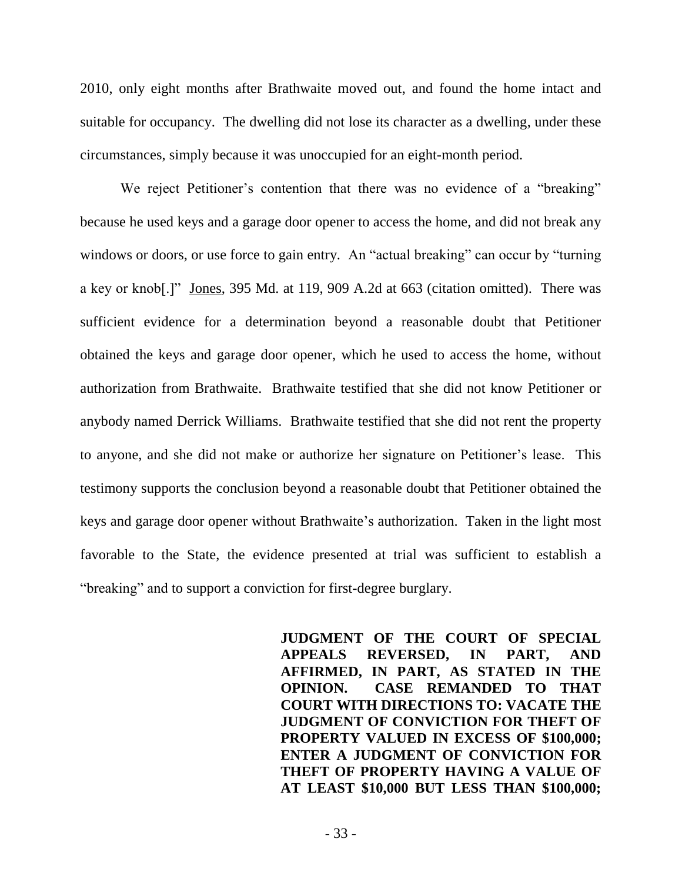2010, only eight months after Brathwaite moved out, and found the home intact and suitable for occupancy. The dwelling did not lose its character as a dwelling, under these circumstances, simply because it was unoccupied for an eight-month period.

We reject Petitioner's contention that there was no evidence of a "breaking" because he used keys and a garage door opener to access the home, and did not break any windows or doors, or use force to gain entry. An "actual breaking" can occur by "turning a key or knob[.]" Jones, 395 Md. at 119, 909 A.2d at 663 (citation omitted). There was sufficient evidence for a determination beyond a reasonable doubt that Petitioner obtained the keys and garage door opener, which he used to access the home, without authorization from Brathwaite. Brathwaite testified that she did not know Petitioner or anybody named Derrick Williams. Brathwaite testified that she did not rent the property to anyone, and she did not make or authorize her signature on Petitioner's lease. This testimony supports the conclusion beyond a reasonable doubt that Petitioner obtained the keys and garage door opener without Brathwaite's authorization. Taken in the light most favorable to the State, the evidence presented at trial was sufficient to establish a "breaking" and to support a conviction for first-degree burglary.

**JUDGMENT OF THE COURT OF SPECIAL APPEALS REVERSED, IN PART, AND AFFIRMED, IN PART, AS STATED IN THE OPINION. CASE REMANDED TO THAT COURT WITH DIRECTIONS TO: VACATE THE JUDGMENT OF CONVICTION FOR THEFT OF PROPERTY VALUED IN EXCESS OF $100,000; ENTER A JUDGMENT OF CONVICTION FOR THEFT OF PROPERTY HAVING A VALUE OF AT LEAST $10,000 BUT LESS THAN $100,000;**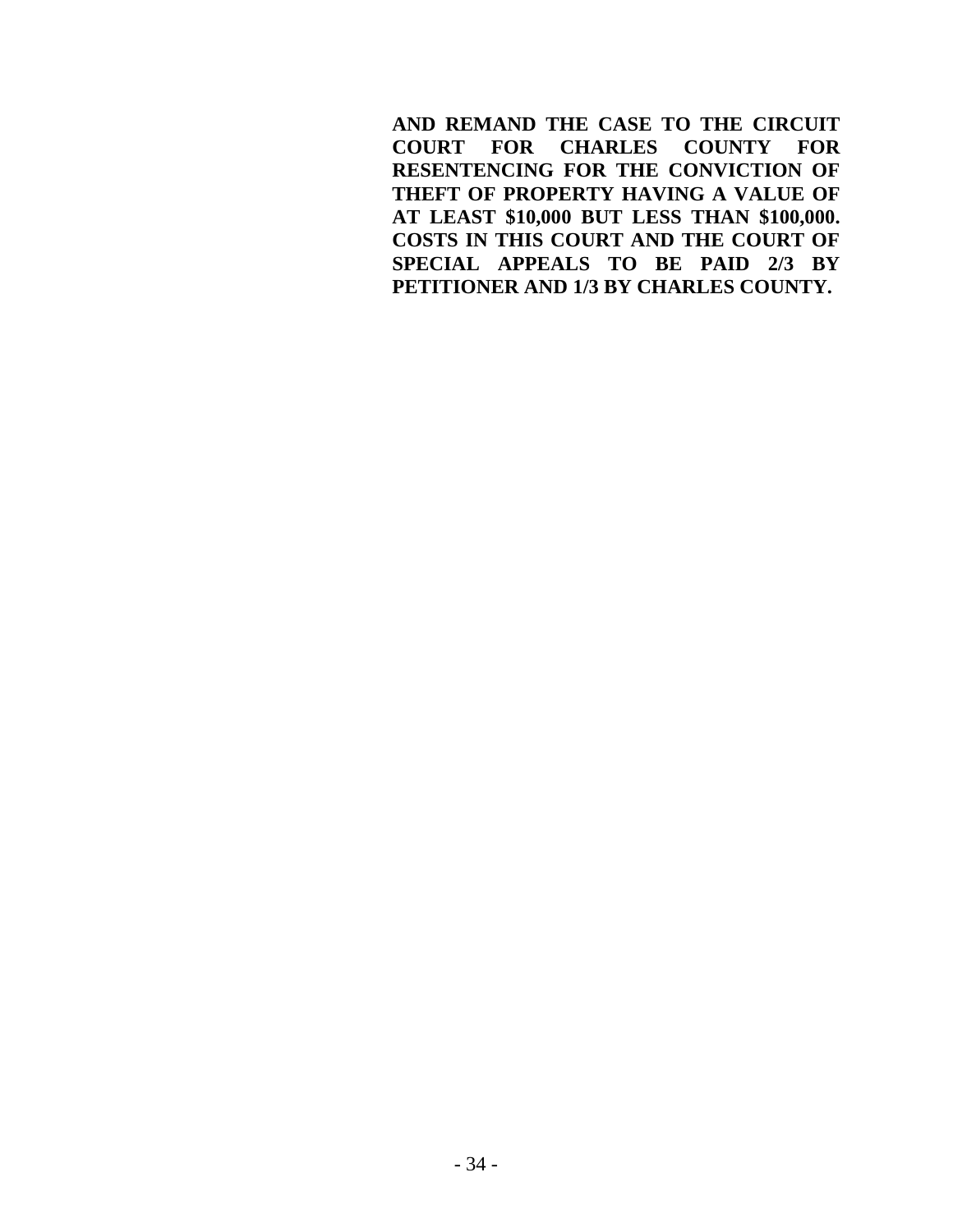**AND REMAND THE CASE TO THE CIRCUIT COURT FOR CHARLES COUNTY FOR RESENTENCING FOR THE CONVICTION OF THEFT OF PROPERTY HAVING A VALUE OF AT LEAST $10,000 BUT LESS THAN $100,000. COSTS IN THIS COURT AND THE COURT OF SPECIAL APPEALS TO BE PAID 2/3 BY PETITIONER AND 1/3 BY CHARLES COUNTY.**